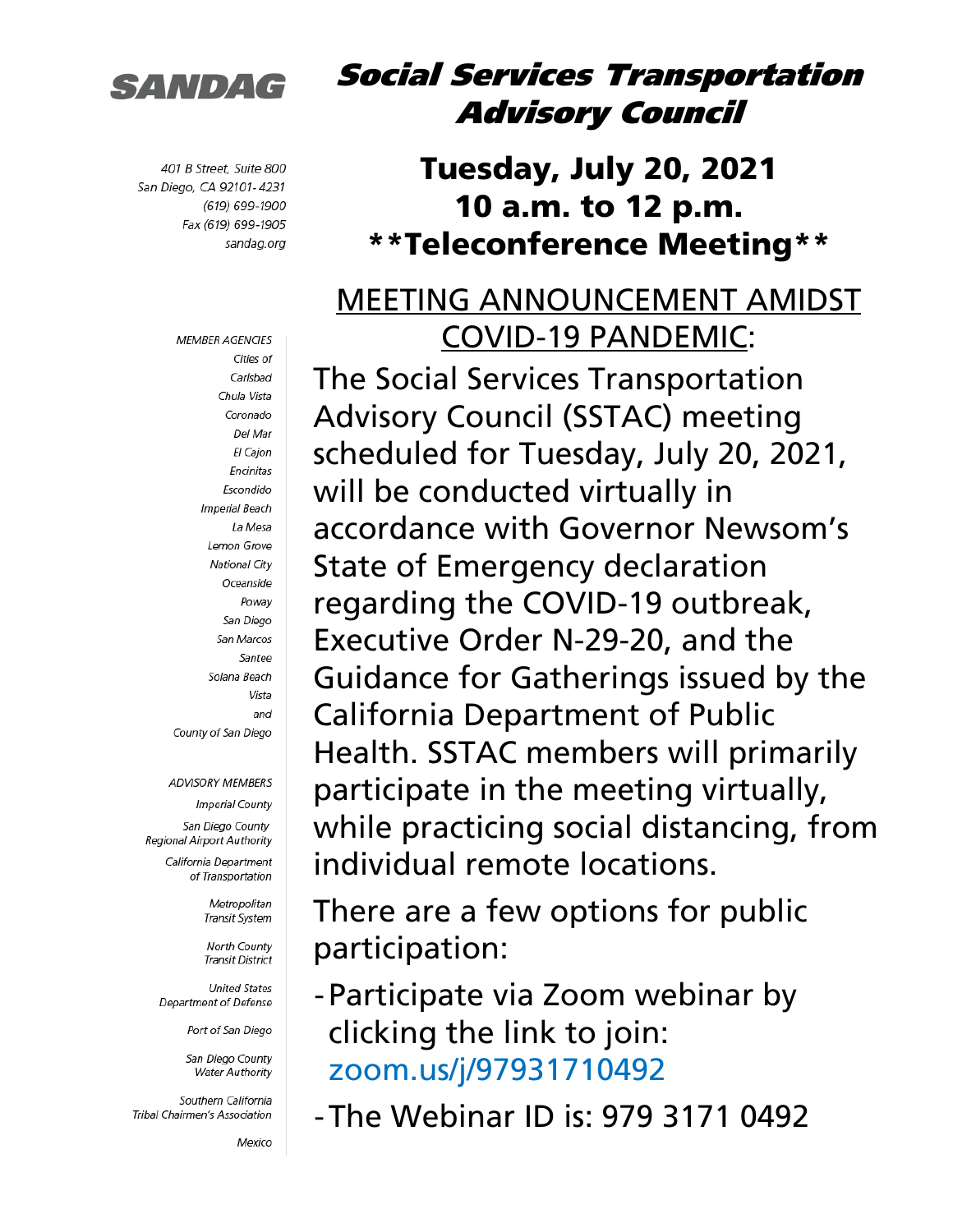SANDAG

401 B Street, Suite 800
San Diego, CA 92101-4231
(619) 699-1900
Fax (619) 699-1905
sandag.org

*MEMBER AGENCIES*

*Cities of*
*Carlsbad*
*Chula Vista*
*Coronado*
*Del Mar*
*El Cajon*
*Encinitas*
*Escondido*
*Imperial Beach*
*La Mesa*
*Lemon Grove*
*National City*
*Oceanside*
*Poway*
*San Diego*
*San Marcos*
*Santee*
*Solana Beach*
*Vista*
*and*
*County of San Diego*

*ADVISORY MEMBERS*

*Imperial County*

*San Diego County Regional Airport Authority*

*California Department of Transportation*

*Metropolitan Transit System*

*North County Transit District*

*United States Department of Defense*

*Port of San Diego*

*San Diego County Water Authority*

*Southern California Tribal Chairmen's Association*

*Mexico*

# *Social Services Transportation Advisory Council*

## Tuesday, July 20, 2021
## 10 a.m. to 12 p.m.
## **Teleconference Meeting**

### MEETING ANNOUNCEMENT AMIDST COVID-19 PANDEMIC:

The Social Services Transportation Advisory Council (SSTAC) meeting scheduled for Tuesday, July 20, 2021, will be conducted virtually in accordance with Governor Newsom's State of Emergency declaration regarding the COVID-19 outbreak, Executive Order N-29-20, and the Guidance for Gatherings issued by the California Department of Public Health. SSTAC members will primarily participate in the meeting virtually, while practicing social distancing, from individual remote locations.

There are a few options for public participation:

- Participate via Zoom webinar by clicking the link to join: zoom.us/j/97931710492
- The Webinar ID is: 979 3171 0492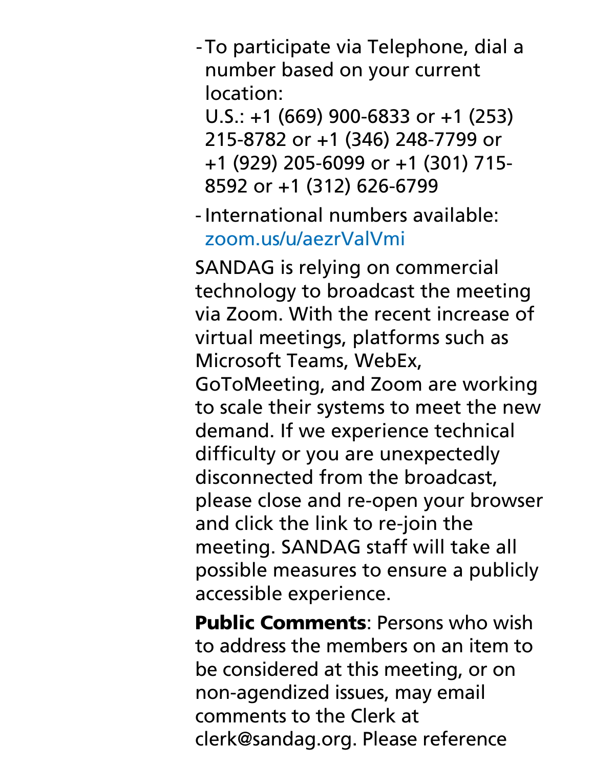- To participate via Telephone, dial a number based on your current location:
  U.S.: +1 (669) 900-6833 or +1 (253) 215-8782 or +1 (346) 248-7799 or +1 (929) 205-6099 or +1 (301) 715-8592 or +1 (312) 626-6799
- International numbers available: zoom.us/u/aezrValVmi

SANDAG is relying on commercial technology to broadcast the meeting via Zoom. With the recent increase of virtual meetings, platforms such as Microsoft Teams, WebEx, GoToMeeting, and Zoom are working to scale their systems to meet the new demand. If we experience technical difficulty or you are unexpectedly disconnected from the broadcast, please close and re-open your browser and click the link to re-join the meeting. SANDAG staff will take all possible measures to ensure a publicly accessible experience.

**Public Comments**: Persons who wish to address the members on an item to be considered at this meeting, or on non-agendized issues, may email comments to the Clerk at clerk@sandag.org. Please reference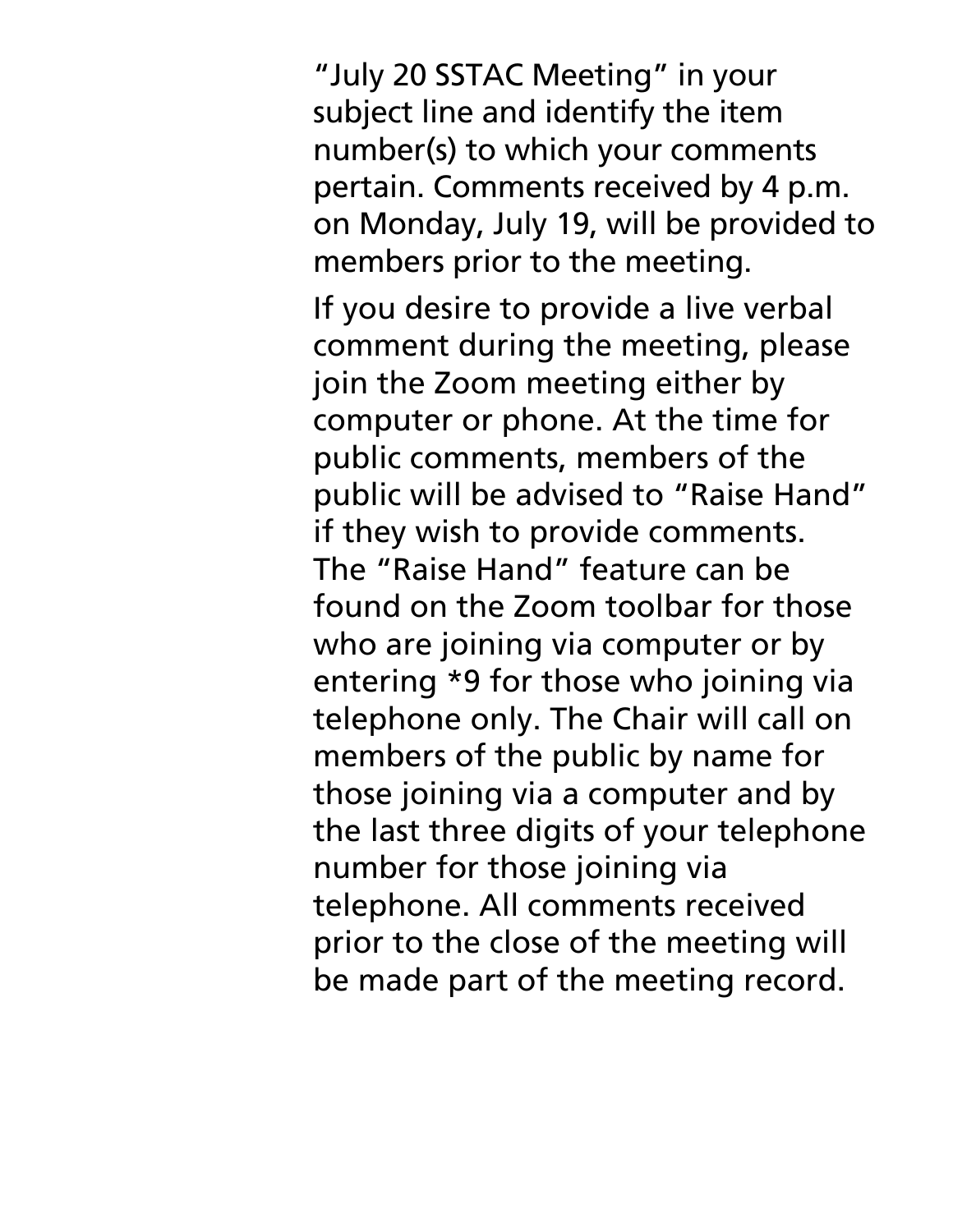"July 20 SSTAC Meeting" in your subject line and identify the item number(s) to which your comments pertain. Comments received by 4 p.m. on Monday, July 19, will be provided to members prior to the meeting.

If you desire to provide a live verbal comment during the meeting, please join the Zoom meeting either by computer or phone. At the time for public comments, members of the public will be advised to "Raise Hand" if they wish to provide comments. The "Raise Hand" feature can be found on the Zoom toolbar for those who are joining via computer or by entering *9 for those who joining via telephone only. The Chair will call on members of the public by name for those joining via a computer and by the last three digits of your telephone number for those joining via telephone. All comments received prior to the close of the meeting will be made part of the meeting record.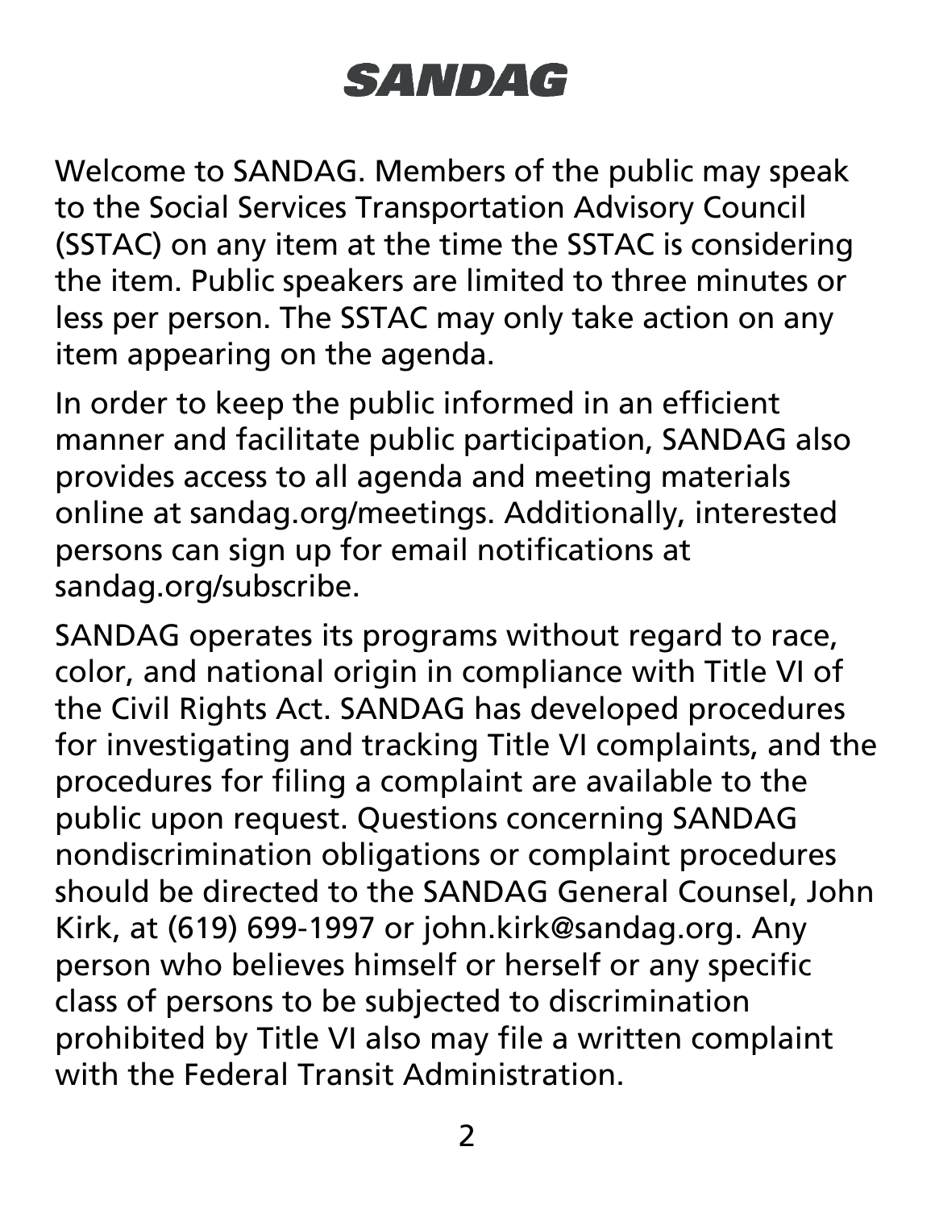# SANDAG

Welcome to SANDAG. Members of the public may speak to the Social Services Transportation Advisory Council (SSTAC) on any item at the time the SSTAC is considering the item. Public speakers are limited to three minutes or less per person. The SSTAC may only take action on any item appearing on the agenda.

In order to keep the public informed in an efficient manner and facilitate public participation, SANDAG also provides access to all agenda and meeting materials online at sandag.org/meetings. Additionally, interested persons can sign up for email notifications at sandag.org/subscribe.

SANDAG operates its programs without regard to race, color, and national origin in compliance with Title VI of the Civil Rights Act. SANDAG has developed procedures for investigating and tracking Title VI complaints, and the procedures for filing a complaint are available to the public upon request. Questions concerning SANDAG nondiscrimination obligations or complaint procedures should be directed to the SANDAG General Counsel, John Kirk, at (619) 699-1997 or john.kirk@sandag.org. Any person who believes himself or herself or any specific class of persons to be subjected to discrimination prohibited by Title VI also may file a written complaint with the Federal Transit Administration.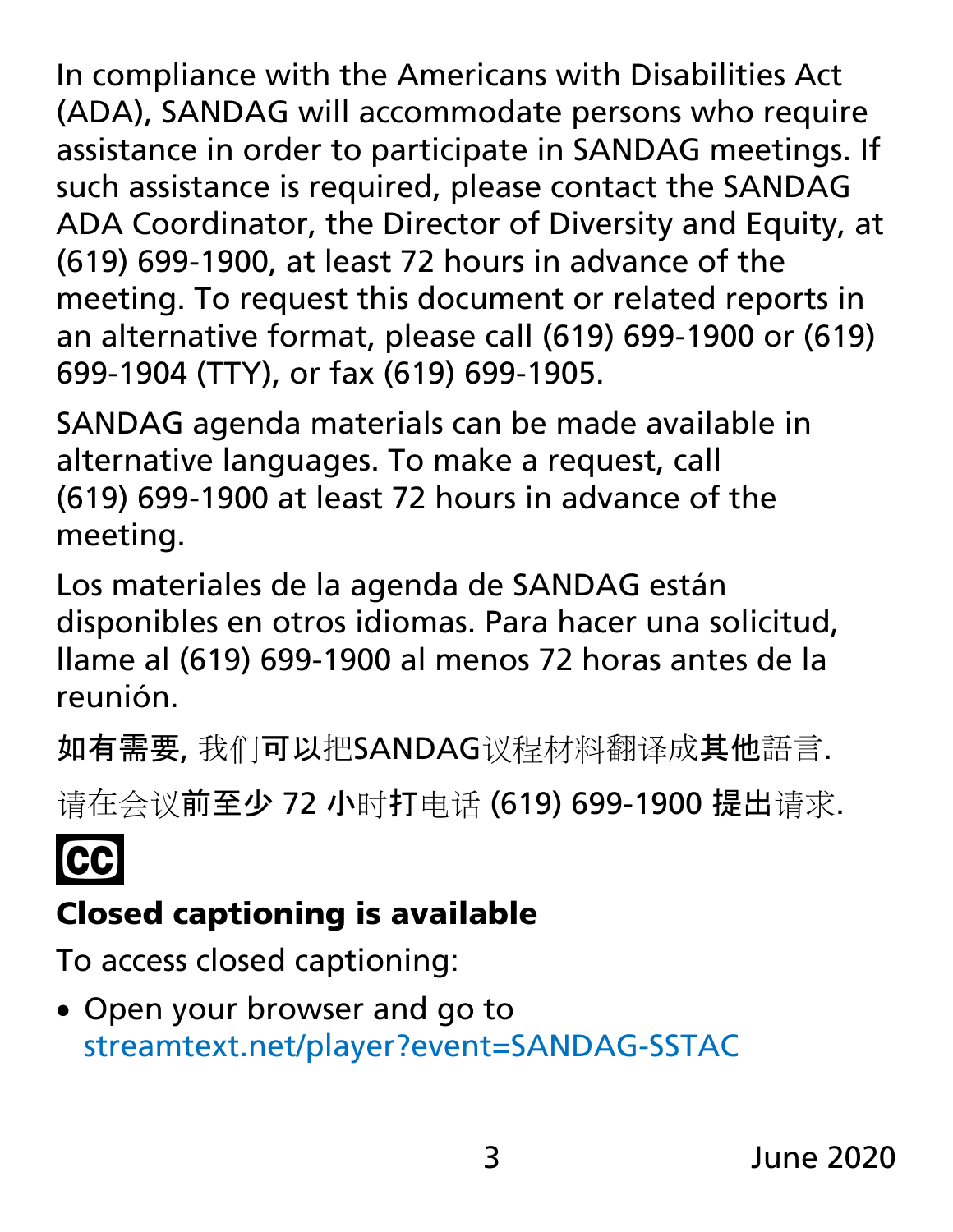In compliance with the Americans with Disabilities Act (ADA), SANDAG will accommodate persons who require assistance in order to participate in SANDAG meetings. If such assistance is required, please contact the SANDAG ADA Coordinator, the Director of Diversity and Equity, at (619) 699-1900, at least 72 hours in advance of the meeting. To request this document or related reports in an alternative format, please call (619) 699-1900 or (619) 699-1904 (TTY), or fax (619) 699-1905.

SANDAG agenda materials can be made available in alternative languages. To make a request, call (619) 699-1900 at least 72 hours in advance of the meeting.

Los materiales de la agenda de SANDAG están disponibles en otros idiomas. Para hacer una solicitud, llame al (619) 699-1900 al menos 72 horas antes de la reunión.

如有需要, 我们可以把SANDAG议程材料翻译成其他語言.

请在会议前至少 72 小时打电话 (619) 699-1900 提出请求.

CC

**Closed captioning is available**

To access closed captioning:

- Open your browser and go to streamtext.net/player?event=SANDAG-SSTAC

June 2020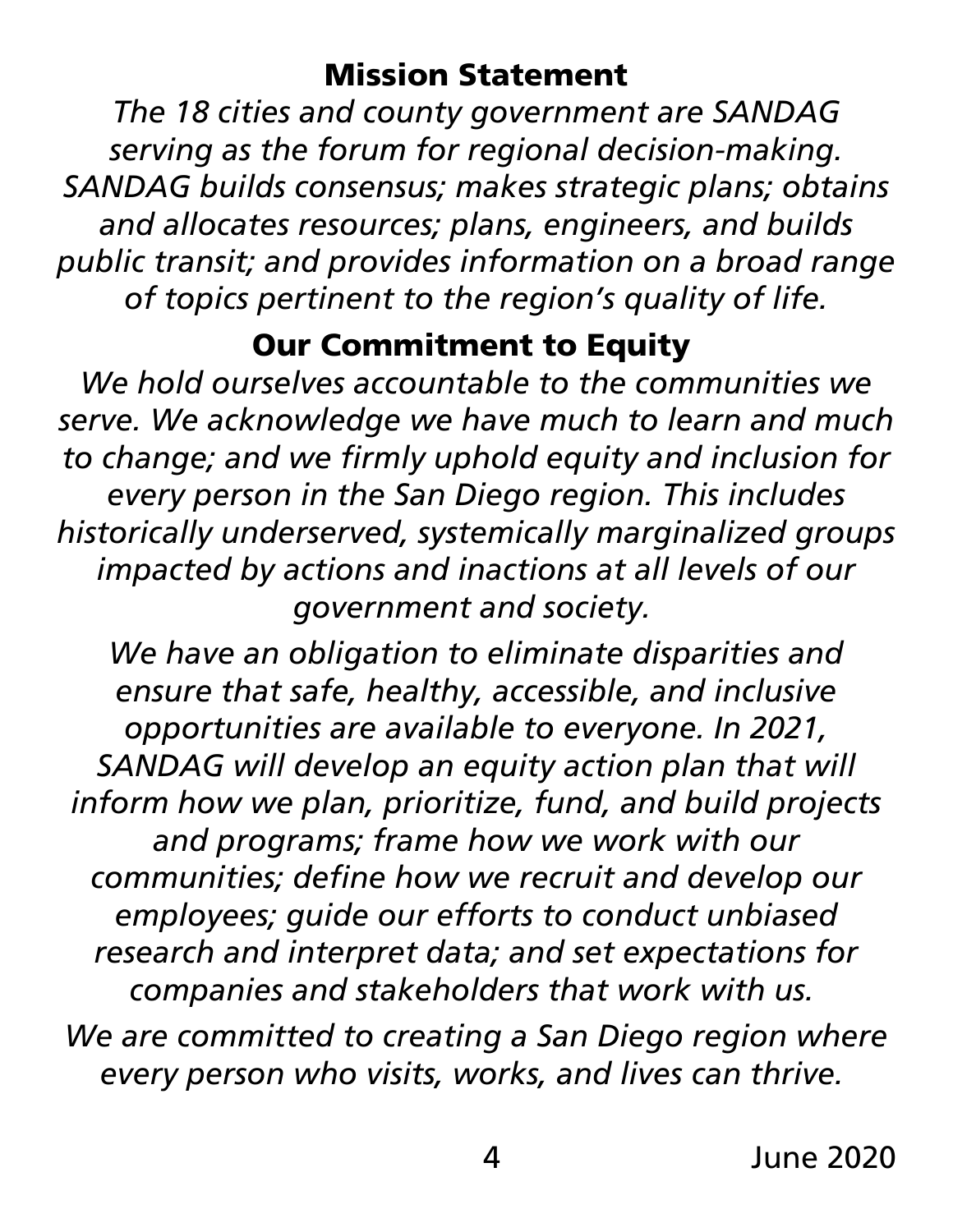## Mission Statement

*The 18 cities and county government are SANDAG serving as the forum for regional decision-making. SANDAG builds consensus; makes strategic plans; obtains and allocates resources; plans, engineers, and builds public transit; and provides information on a broad range of topics pertinent to the region's quality of life.*

## Our Commitment to Equity

*We hold ourselves accountable to the communities we serve. We acknowledge we have much to learn and much to change; and we firmly uphold equity and inclusion for every person in the San Diego region. This includes historically underserved, systemically marginalized groups impacted by actions and inactions at all levels of our government and society.*

*We have an obligation to eliminate disparities and ensure that safe, healthy, accessible, and inclusive opportunities are available to everyone. In 2021, SANDAG will develop an equity action plan that will inform how we plan, prioritize, fund, and build projects and programs; frame how we work with our communities; define how we recruit and develop our employees; guide our efforts to conduct unbiased research and interpret data; and set expectations for companies and stakeholders that work with us.*

*We are committed to creating a San Diego region where every person who visits, works, and lives can thrive.*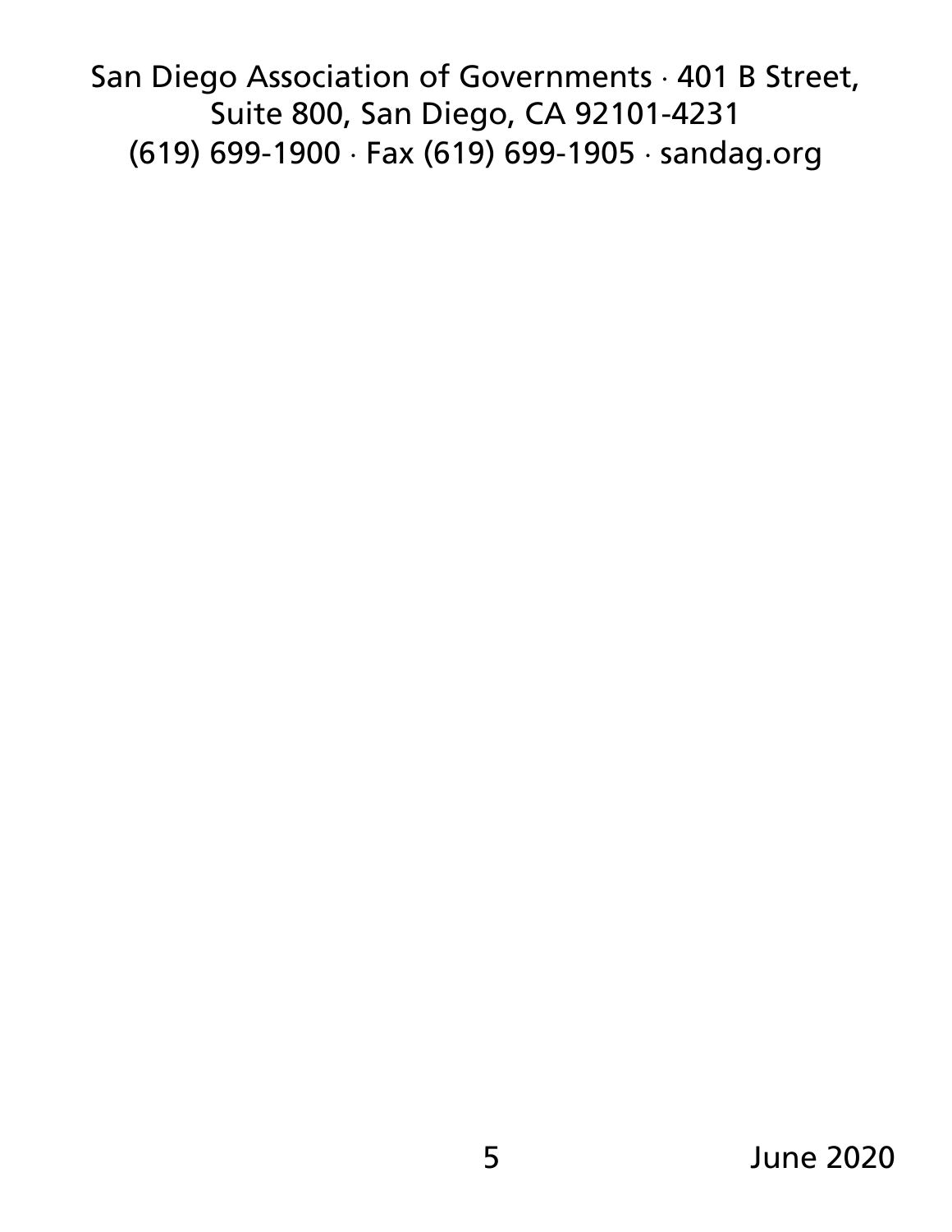San Diego Association of Governments · 401 B Street, Suite 800, San Diego, CA 92101-4231

(619) 699-1900 · Fax (619) 699-1905 · sandag.org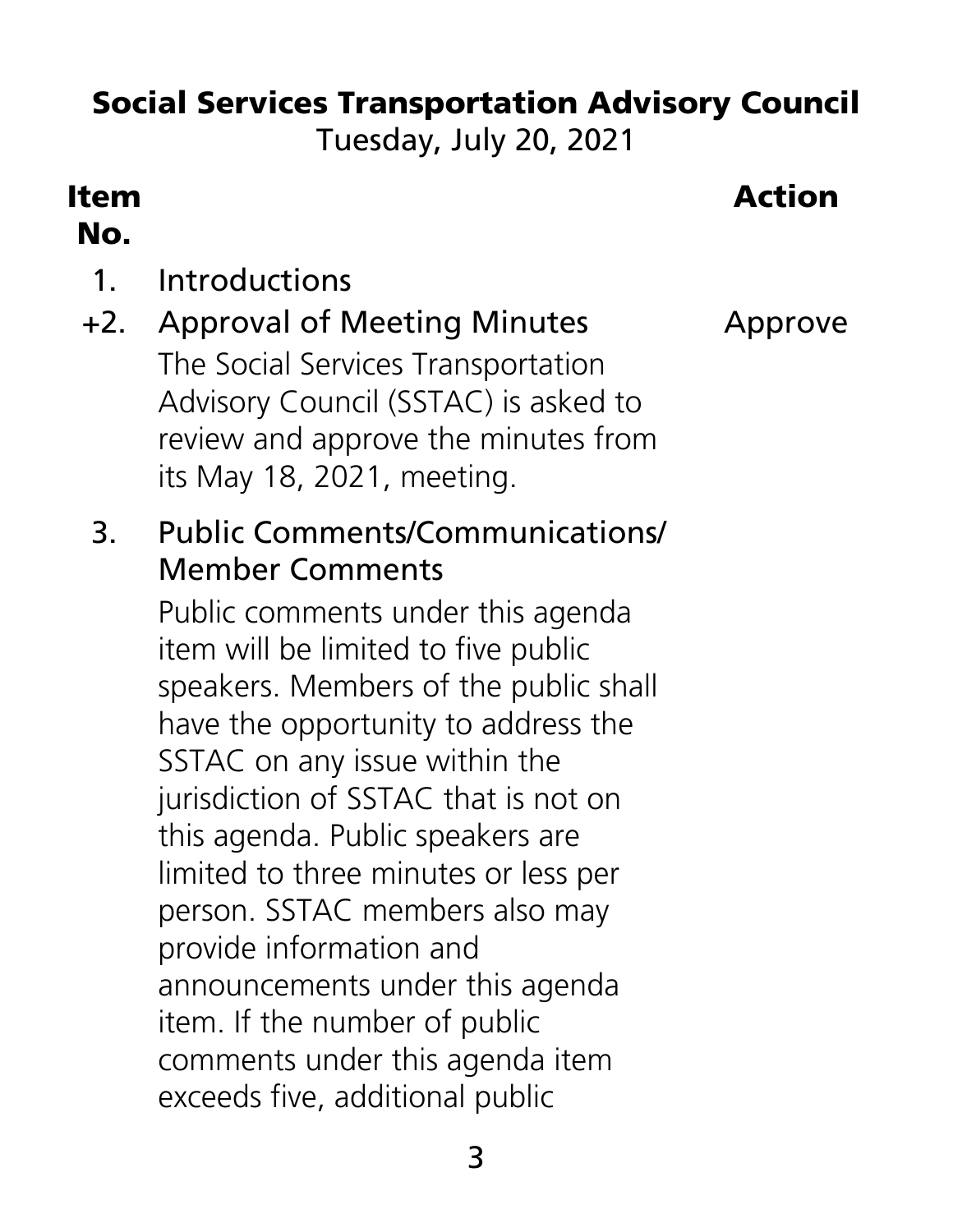**Social Services Transportation Advisory Council**
Tuesday, July 20, 2021

| Item No. | | Action |
|---|---|---|
| 1. | Introductions | |
| +2. | Approval of Meeting Minutes<br>The Social Services Transportation Advisory Council (SSTAC) is asked to review and approve the minutes from its May 18, 2021, meeting. | Approve |
| 3. | Public Comments/Communications/ Member Comments<br>Public comments under this agenda item will be limited to five public speakers. Members of the public shall have the opportunity to address the SSTAC on any issue within the jurisdiction of SSTAC that is not on this agenda. Public speakers are limited to three minutes or less per person. SSTAC members also may provide information and announcements under this agenda item. If the number of public comments under this agenda item exceeds five, additional public | |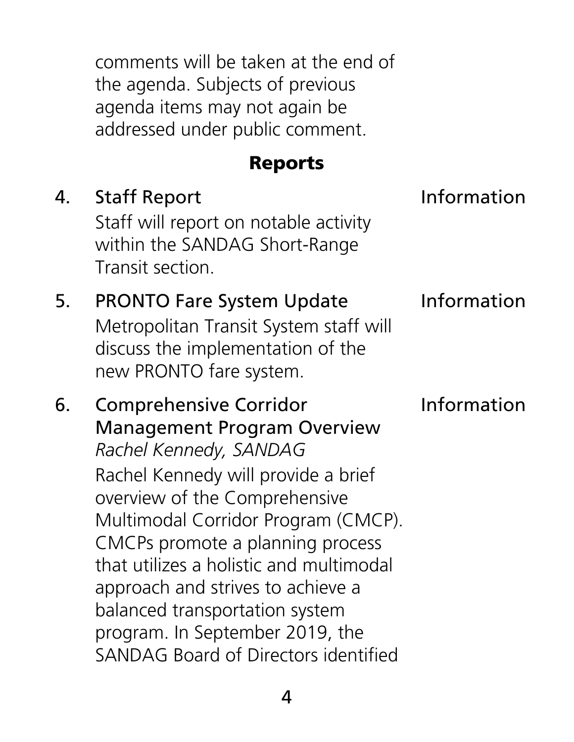comments will be taken at the end of the agenda. Subjects of previous agenda items may not again be addressed under public comment.

## Reports

4. Staff Report — Information

   Staff will report on notable activity within the SANDAG Short-Range Transit section.

5. PRONTO Fare System Update — Information

   Metropolitan Transit System staff will discuss the implementation of the new PRONTO fare system.

6. Comprehensive Corridor Management Program Overview — Information

   *Rachel Kennedy, SANDAG*

   Rachel Kennedy will provide a brief overview of the Comprehensive Multimodal Corridor Program (CMCP). CMCPs promote a planning process that utilizes a holistic and multimodal approach and strives to achieve a balanced transportation system program. In September 2019, the SANDAG Board of Directors identified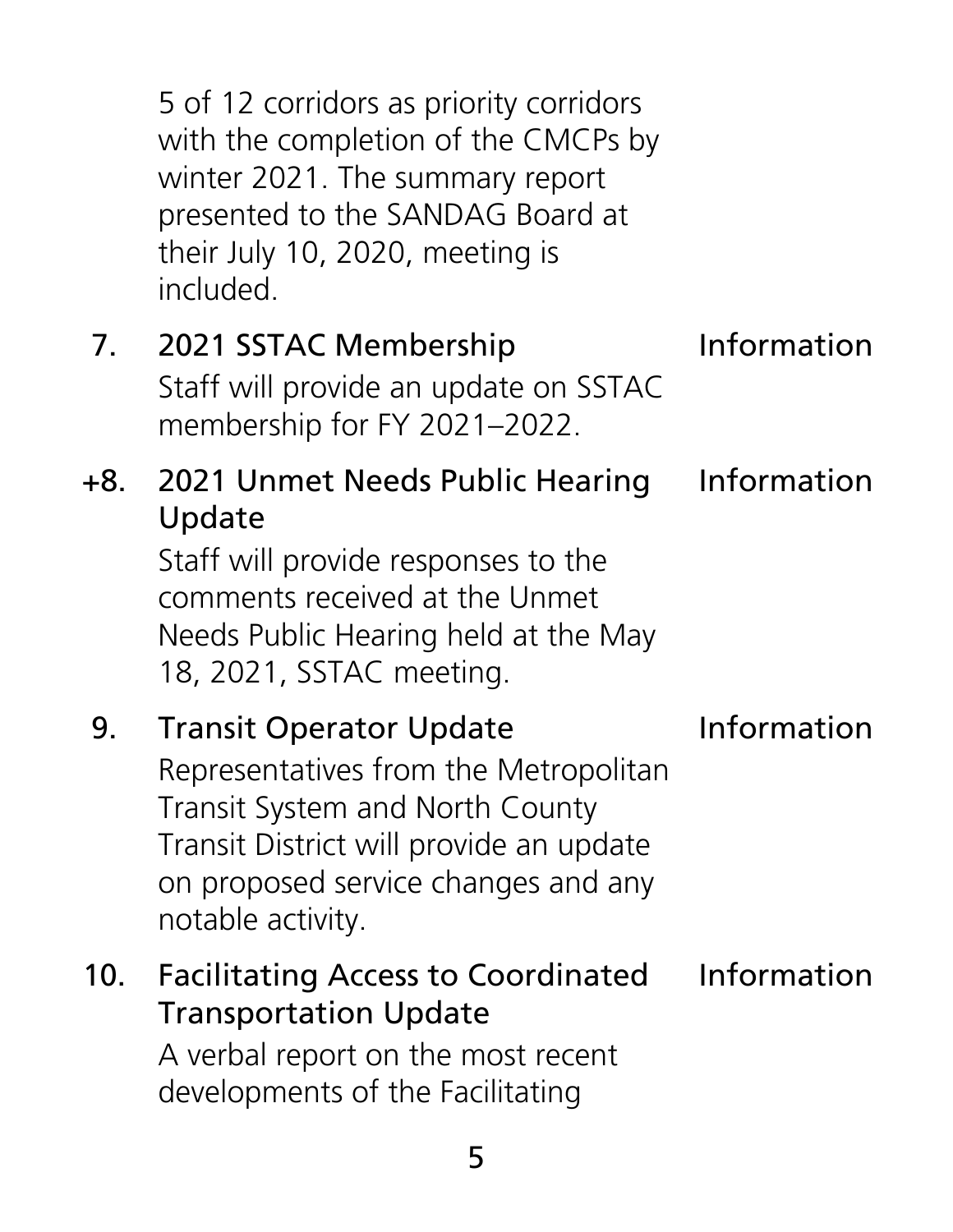5 of 12 corridors as priority corridors with the completion of the CMCPs by winter 2021. The summary report presented to the SANDAG Board at their July 10, 2020, meeting is included.

| | | |
|---|---|---|
| 7. | **2021 SSTAC Membership**<br>Staff will provide an update on SSTAC membership for FY 2021–2022. | Information |
| +8. | **2021 Unmet Needs Public Hearing Update**<br>Staff will provide responses to the comments received at the Unmet Needs Public Hearing held at the May 18, 2021, SSTAC meeting. | Information |
| 9. | **Transit Operator Update**<br>Representatives from the Metropolitan Transit System and North County Transit District will provide an update on proposed service changes and any notable activity. | Information |
| 10. | **Facilitating Access to Coordinated Transportation Update**<br>A verbal report on the most recent developments of the Facilitating | Information |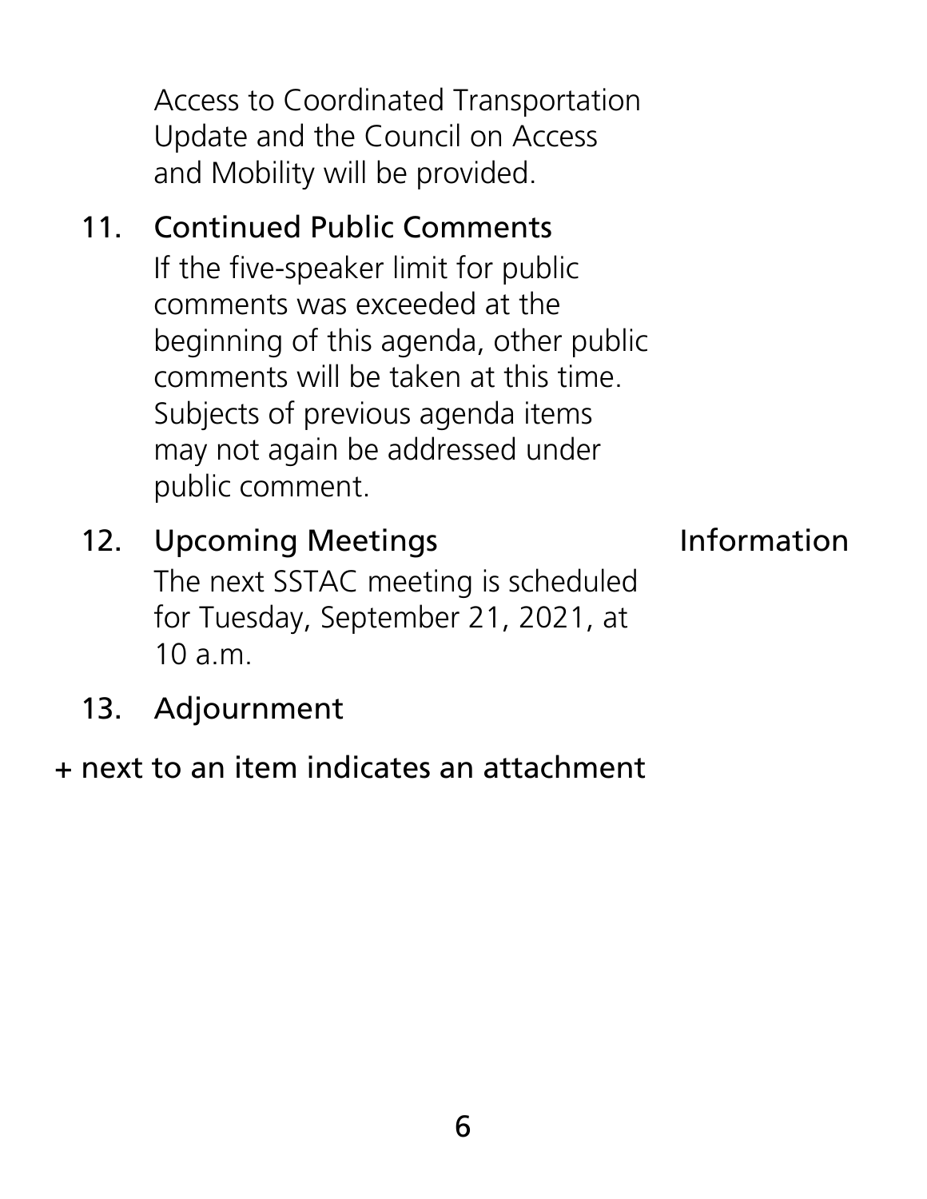Access to Coordinated Transportation Update and the Council on Access and Mobility will be provided.

11. Continued Public Comments

    If the five-speaker limit for public comments was exceeded at the beginning of this agenda, other public comments will be taken at this time. Subjects of previous agenda items may not again be addressed under public comment.

12. Upcoming Meetings — Information

    The next SSTAC meeting is scheduled for Tuesday, September 21, 2021, at 10 a.m.

13. Adjournment

+ next to an item indicates an attachment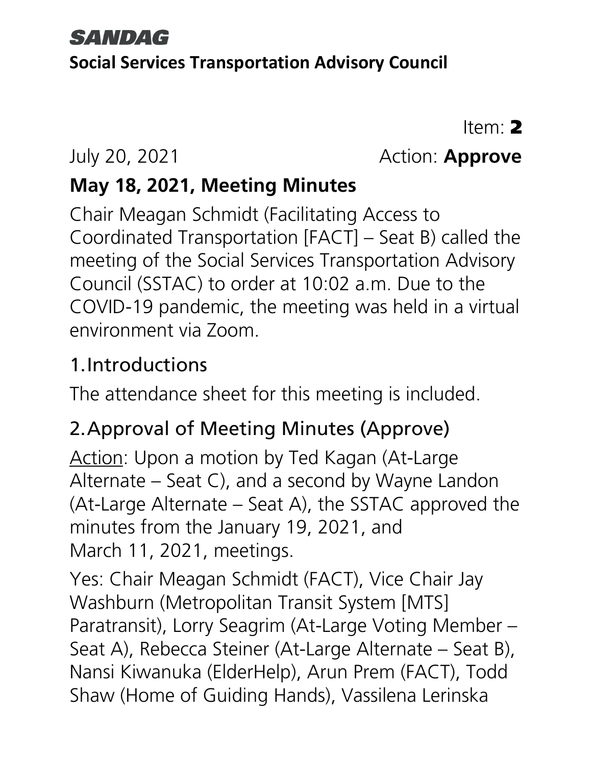**SANDAG**

**Social Services Transportation Advisory Council**

Item: **2**

July 20, 2021 Action: **Approve**

## May 18, 2021, Meeting Minutes

Chair Meagan Schmidt (Facilitating Access to Coordinated Transportation [FACT] – Seat B) called the meeting of the Social Services Transportation Advisory Council (SSTAC) to order at 10:02 a.m. Due to the COVID-19 pandemic, the meeting was held in a virtual environment via Zoom.

### 1. Introductions

The attendance sheet for this meeting is included.

### 2. Approval of Meeting Minutes (Approve)

Action: Upon a motion by Ted Kagan (At-Large Alternate – Seat C), and a second by Wayne Landon (At-Large Alternate – Seat A), the SSTAC approved the minutes from the January 19, 2021, and March 11, 2021, meetings.

Yes: Chair Meagan Schmidt (FACT), Vice Chair Jay Washburn (Metropolitan Transit System [MTS] Paratransit), Lorry Seagrim (At-Large Voting Member – Seat A), Rebecca Steiner (At-Large Alternate – Seat B), Nansi Kiwanuka (ElderHelp), Arun Prem (FACT), Todd Shaw (Home of Guiding Hands), Vassilena Lerinska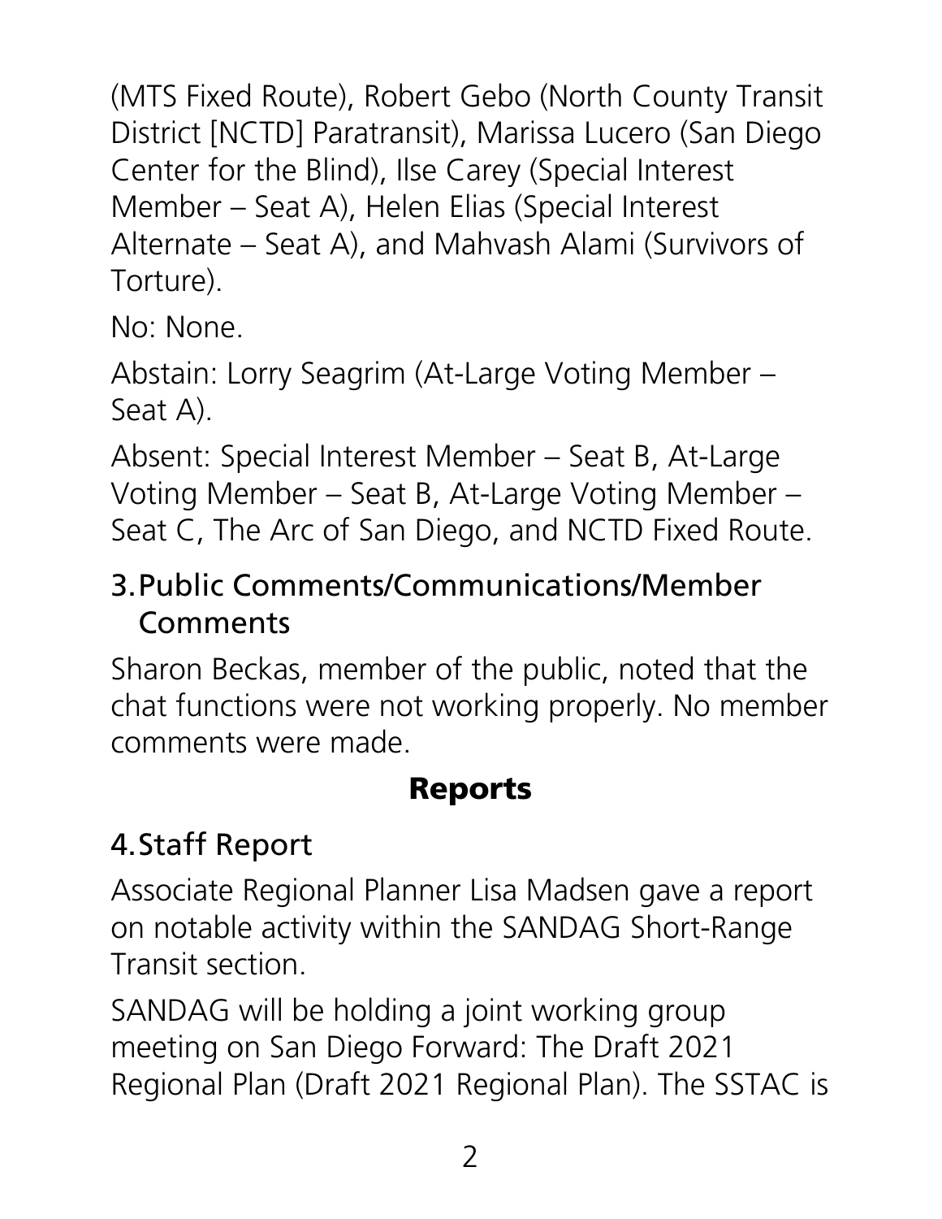(MTS Fixed Route), Robert Gebo (North County Transit District [NCTD] Paratransit), Marissa Lucero (San Diego Center for the Blind), Ilse Carey (Special Interest Member – Seat A), Helen Elias (Special Interest Alternate – Seat A), and Mahvash Alami (Survivors of Torture).

No: None.

Abstain: Lorry Seagrim (At-Large Voting Member – Seat A).

Absent: Special Interest Member – Seat B, At-Large Voting Member – Seat B, At-Large Voting Member – Seat C, The Arc of San Diego, and NCTD Fixed Route.

### 3. Public Comments/Communications/Member Comments

Sharon Beckas, member of the public, noted that the chat functions were not working properly. No member comments were made.

## Reports

### 4. Staff Report

Associate Regional Planner Lisa Madsen gave a report on notable activity within the SANDAG Short-Range Transit section.

SANDAG will be holding a joint working group meeting on San Diego Forward: The Draft 2021 Regional Plan (Draft 2021 Regional Plan). The SSTAC is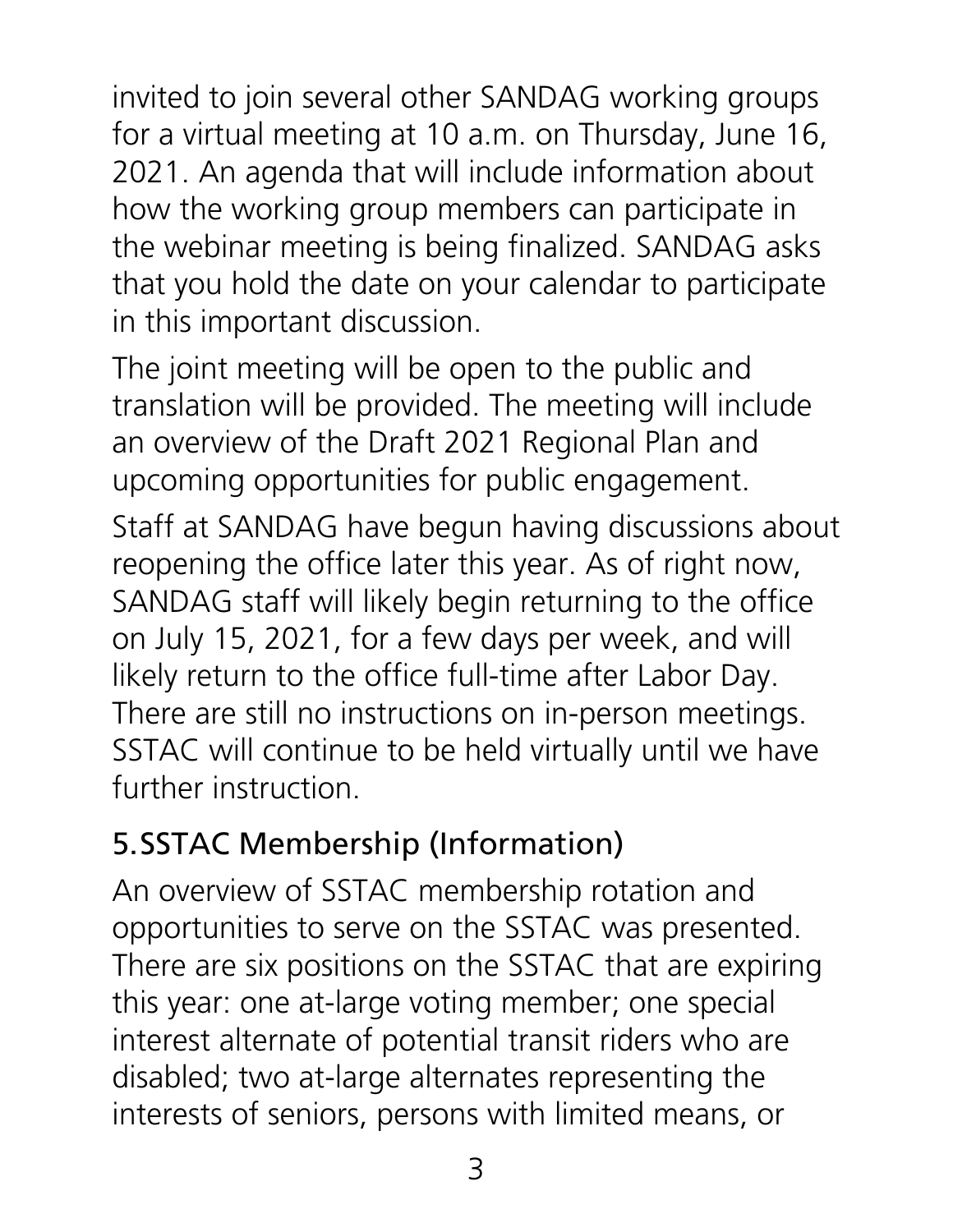invited to join several other SANDAG working groups for a virtual meeting at 10 a.m. on Thursday, June 16, 2021. An agenda that will include information about how the working group members can participate in the webinar meeting is being finalized. SANDAG asks that you hold the date on your calendar to participate in this important discussion.

The joint meeting will be open to the public and translation will be provided. The meeting will include an overview of the Draft 2021 Regional Plan and upcoming opportunities for public engagement.

Staff at SANDAG have begun having discussions about reopening the office later this year. As of right now, SANDAG staff will likely begin returning to the office on July 15, 2021, for a few days per week, and will likely return to the office full-time after Labor Day. There are still no instructions on in-person meetings. SSTAC will continue to be held virtually until we have further instruction.

## 5. SSTAC Membership (Information)

An overview of SSTAC membership rotation and opportunities to serve on the SSTAC was presented. There are six positions on the SSTAC that are expiring this year: one at-large voting member; one special interest alternate of potential transit riders who are disabled; two at-large alternates representing the interests of seniors, persons with limited means, or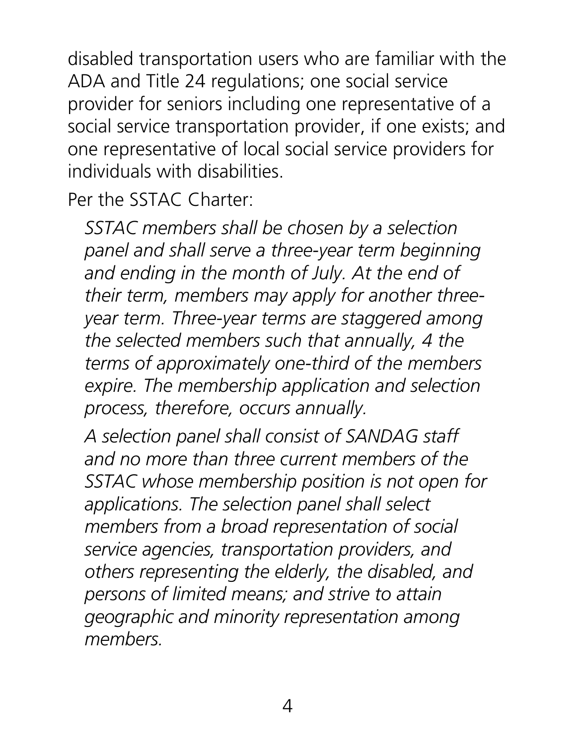disabled transportation users who are familiar with the ADA and Title 24 regulations; one social service provider for seniors including one representative of a social service transportation provider, if one exists; and one representative of local social service providers for individuals with disabilities.

Per the SSTAC Charter:

*SSTAC members shall be chosen by a selection panel and shall serve a three-year term beginning and ending in the month of July. At the end of their term, members may apply for another three-year term. Three-year terms are staggered among the selected members such that annually, 4 the terms of approximately one-third of the members expire. The membership application and selection process, therefore, occurs annually.*

*A selection panel shall consist of SANDAG staff and no more than three current members of the SSTAC whose membership position is not open for applications. The selection panel shall select members from a broad representation of social service agencies, transportation providers, and others representing the elderly, the disabled, and persons of limited means; and strive to attain geographic and minority representation among members.*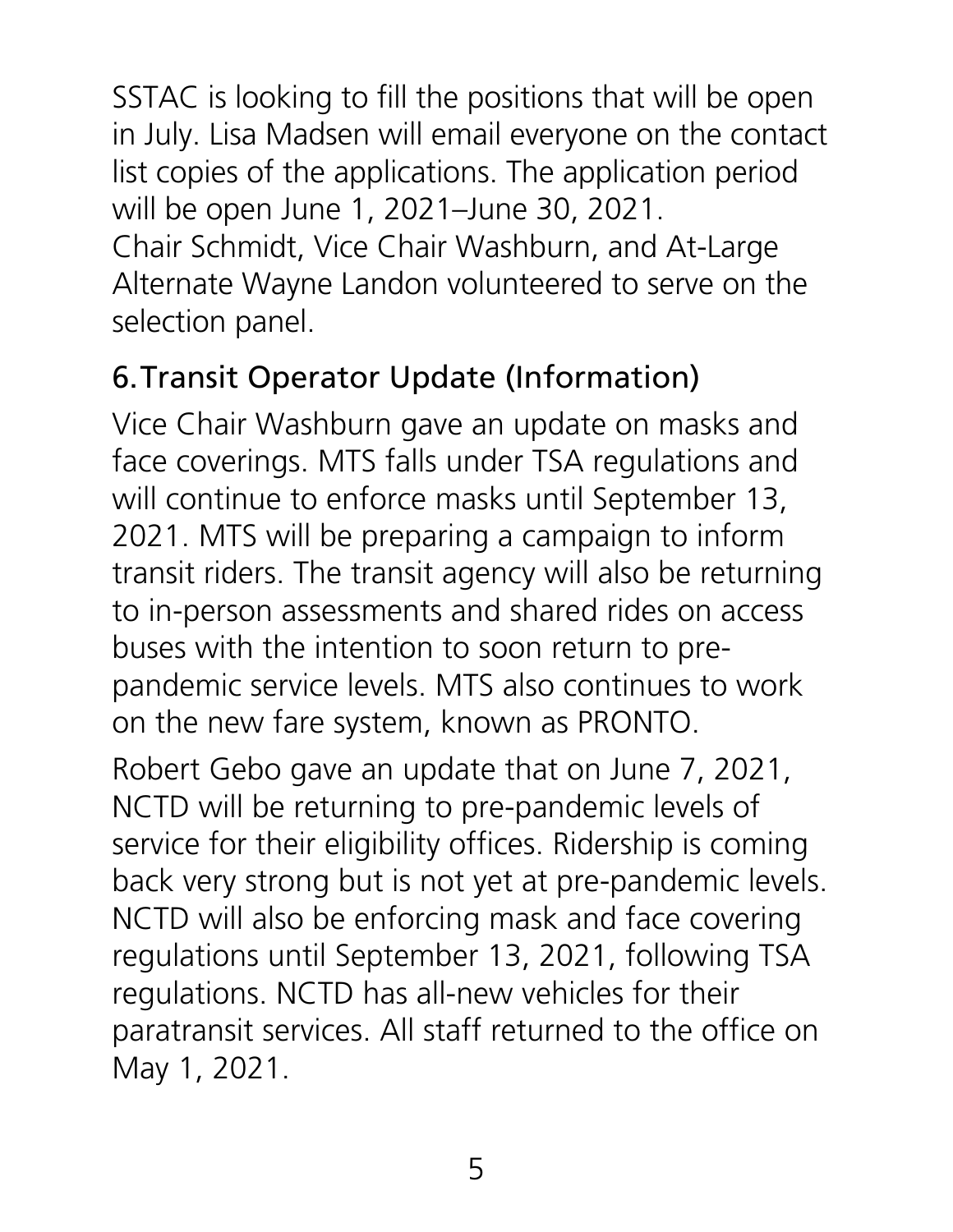SSTAC is looking to fill the positions that will be open in July. Lisa Madsen will email everyone on the contact list copies of the applications. The application period will be open June 1, 2021–June 30, 2021.
Chair Schmidt, Vice Chair Washburn, and At-Large Alternate Wayne Landon volunteered to serve on the selection panel.

## 6. Transit Operator Update (Information)

Vice Chair Washburn gave an update on masks and face coverings. MTS falls under TSA regulations and will continue to enforce masks until September 13, 2021. MTS will be preparing a campaign to inform transit riders. The transit agency will also be returning to in-person assessments and shared rides on access buses with the intention to soon return to pre-pandemic service levels. MTS also continues to work on the new fare system, known as PRONTO.

Robert Gebo gave an update that on June 7, 2021, NCTD will be returning to pre-pandemic levels of service for their eligibility offices. Ridership is coming back very strong but is not yet at pre-pandemic levels. NCTD will also be enforcing mask and face covering regulations until September 13, 2021, following TSA regulations. NCTD has all-new vehicles for their paratransit services. All staff returned to the office on May 1, 2021.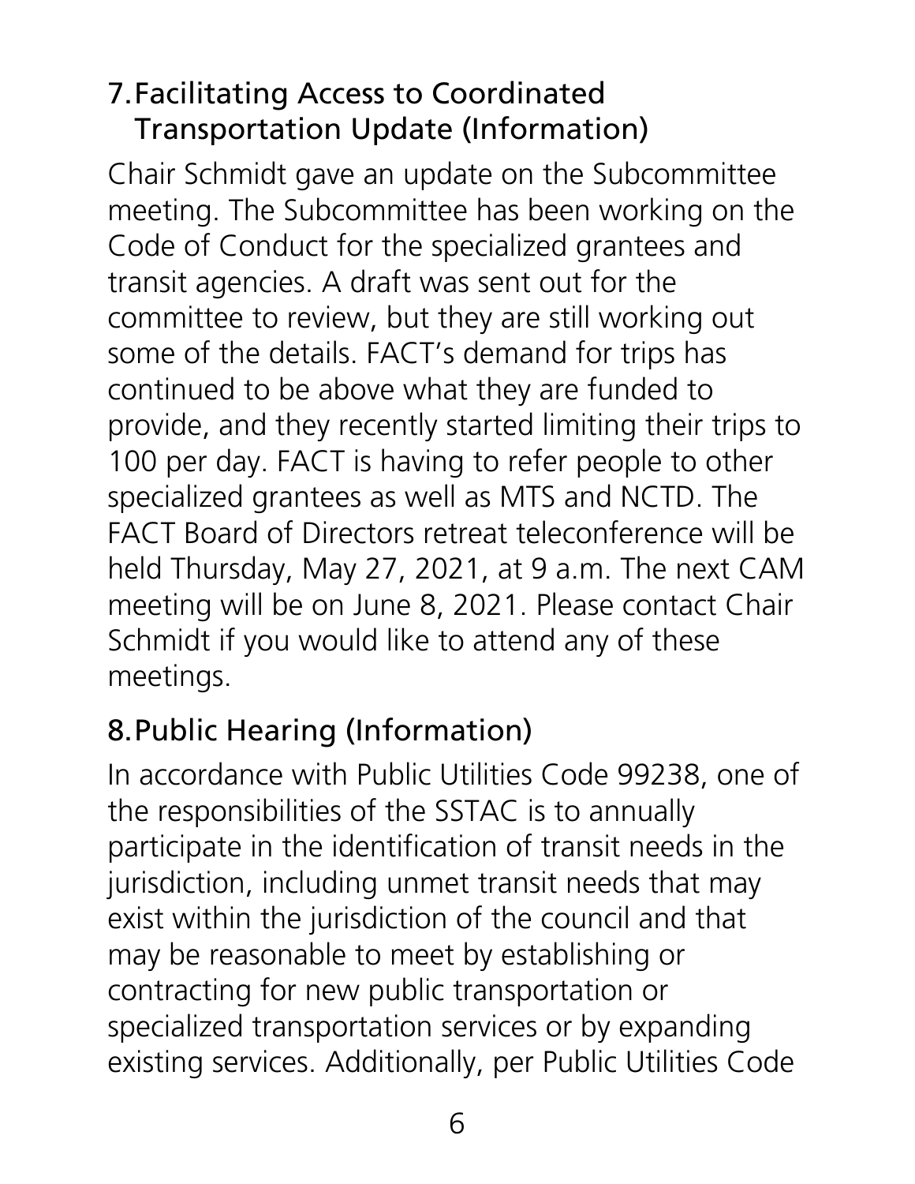## 7. Facilitating Access to Coordinated Transportation Update (Information)

Chair Schmidt gave an update on the Subcommittee meeting. The Subcommittee has been working on the Code of Conduct for the specialized grantees and transit agencies. A draft was sent out for the committee to review, but they are still working out some of the details. FACT's demand for trips has continued to be above what they are funded to provide, and they recently started limiting their trips to 100 per day. FACT is having to refer people to other specialized grantees as well as MTS and NCTD. The FACT Board of Directors retreat teleconference will be held Thursday, May 27, 2021, at 9 a.m. The next CAM meeting will be on June 8, 2021. Please contact Chair Schmidt if you would like to attend any of these meetings.

## 8. Public Hearing (Information)

In accordance with Public Utilities Code 99238, one of the responsibilities of the SSTAC is to annually participate in the identification of transit needs in the jurisdiction, including unmet transit needs that may exist within the jurisdiction of the council and that may be reasonable to meet by establishing or contracting for new public transportation or specialized transportation services or by expanding existing services. Additionally, per Public Utilities Code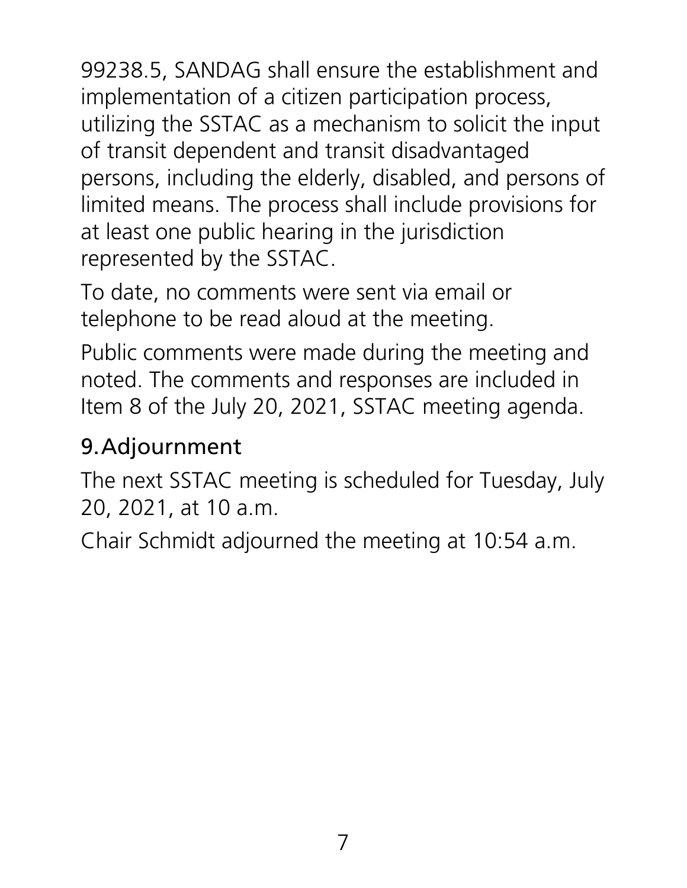99238.5, SANDAG shall ensure the establishment and implementation of a citizen participation process, utilizing the SSTAC as a mechanism to solicit the input of transit dependent and transit disadvantaged persons, including the elderly, disabled, and persons of limited means. The process shall include provisions for at least one public hearing in the jurisdiction represented by the SSTAC.

To date, no comments were sent via email or telephone to be read aloud at the meeting.

Public comments were made during the meeting and noted. The comments and responses are included in Item 8 of the July 20, 2021, SSTAC meeting agenda.

## 9. Adjournment

The next SSTAC meeting is scheduled for Tuesday, July 20, 2021, at 10 a.m.

Chair Schmidt adjourned the meeting at 10:54 a.m.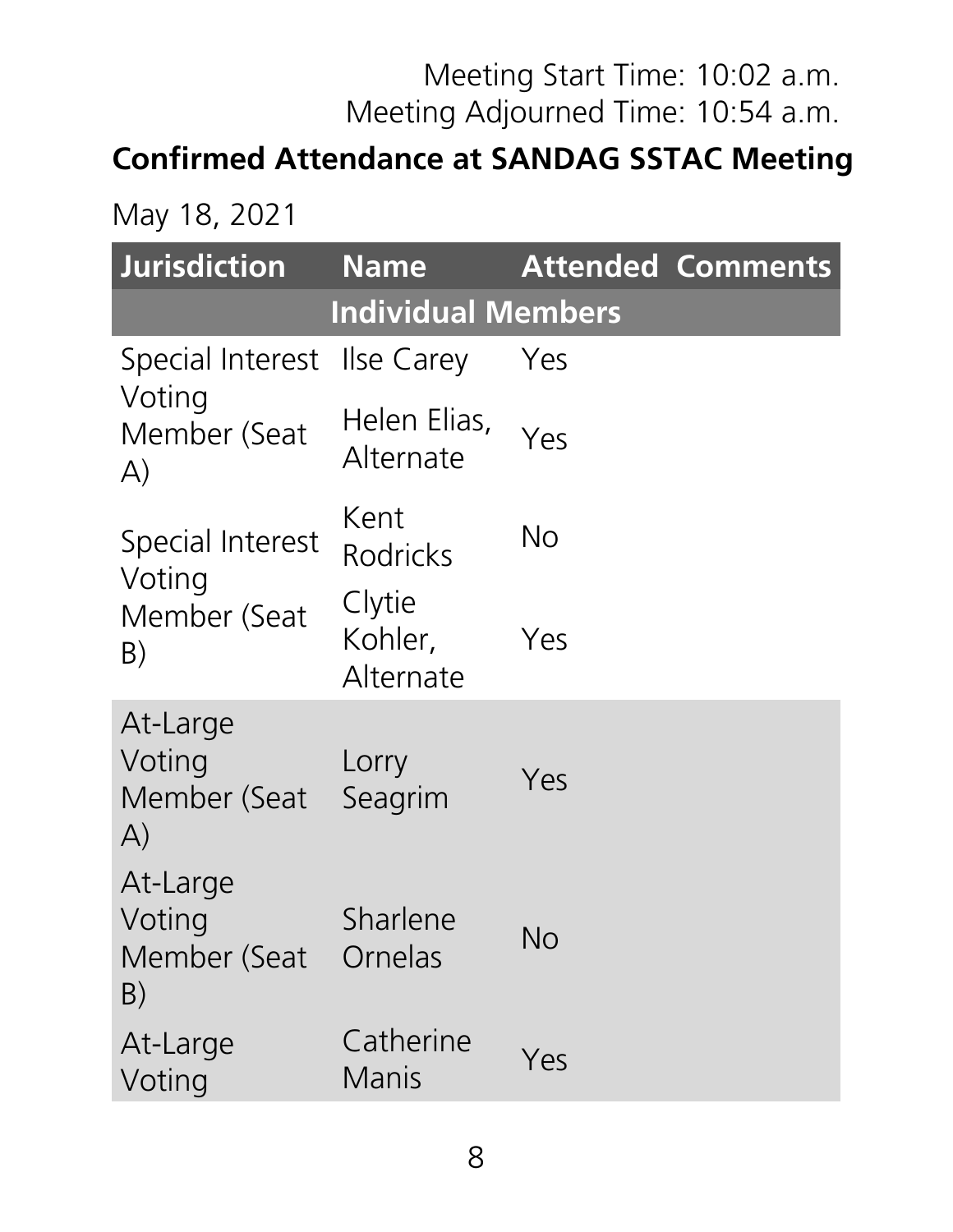Meeting Start Time: 10:02 a.m.
Meeting Adjourned Time: 10:54 a.m.

## Confirmed Attendance at SANDAG SSTAC Meeting

May 18, 2021

| Jurisdiction | Name | Attended | Comments |
|---|---|---|---|
| **Individual Members** | | | |
| Special Interest Voting Member (Seat A) | Ilse Carey | Yes | |
| | Helen Elias, Alternate | Yes | |
| Special Interest Voting Member (Seat B) | Kent Rodricks | No | |
| | Clytie Kohler, Alternate | Yes | |
| At-Large Voting Member (Seat A) | Lorry Seagrim | Yes | |
| At-Large Voting Member (Seat B) | Sharlene Ornelas | No | |
| At-Large Voting | Catherine Manis | Yes | |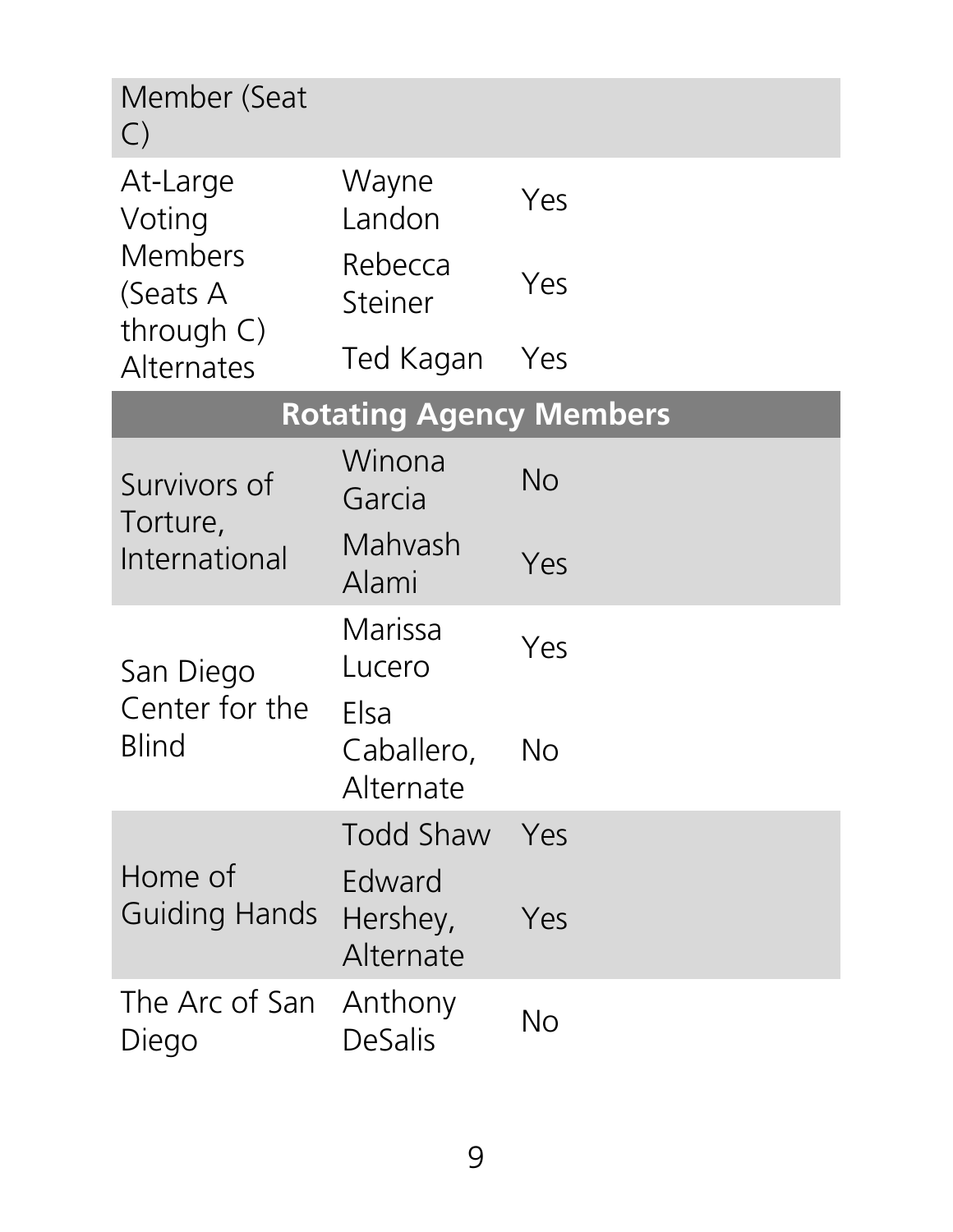| | | |
|---|---|---|
| Member (Seat C) | | |
| At-Large Voting Members (Seats A through C) Alternates | Wayne Landon | Yes |
| | Rebecca Steiner | Yes |
| | Ted Kagan | Yes |
| **Rotating Agency Members** | | |
| Survivors of Torture, International | Winona Garcia | No |
| | Mahvash Alami | Yes |
| San Diego Center for the Blind | Marissa Lucero | Yes |
| | Elsa Caballero, Alternate | No |
| Home of Guiding Hands | Todd Shaw | Yes |
| | Edward Hershey, Alternate | Yes |
| The Arc of San Diego | Anthony DeSalis | No |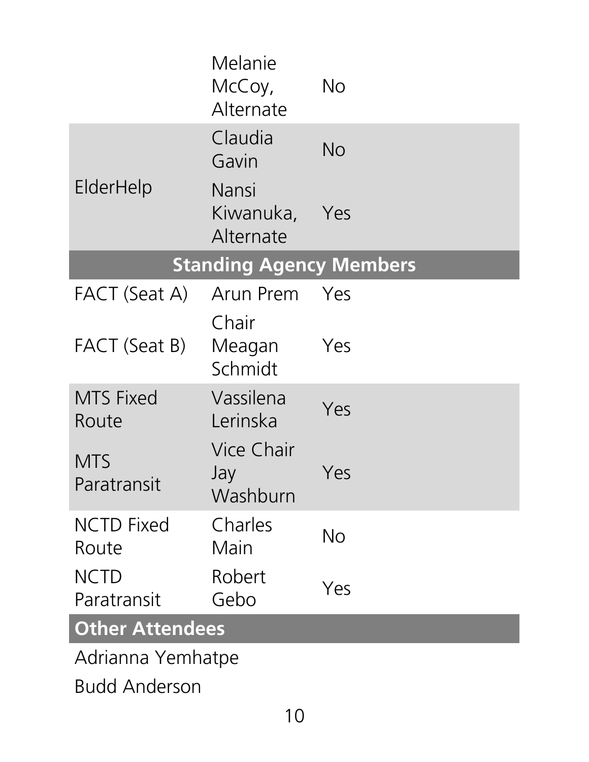| | | |
|---|---|---|
| | Melanie McCoy, Alternate | No |
| ElderHelp | Claudia Gavin | No |
| | Nansi Kiwanuka, Alternate | Yes |
| **Standing Agency Members** | | |
| FACT (Seat A) | Arun Prem | Yes |
| FACT (Seat B) | Chair Meagan Schmidt | Yes |
| MTS Fixed Route | Vassilena Lerinska | Yes |
| MTS Paratransit | Vice Chair Jay Washburn | Yes |
| NCTD Fixed Route | Charles Main | No |
| NCTD Paratransit | Robert Gebo | Yes |

**Other Attendees**

Adrianna Yemhatpe

Budd Anderson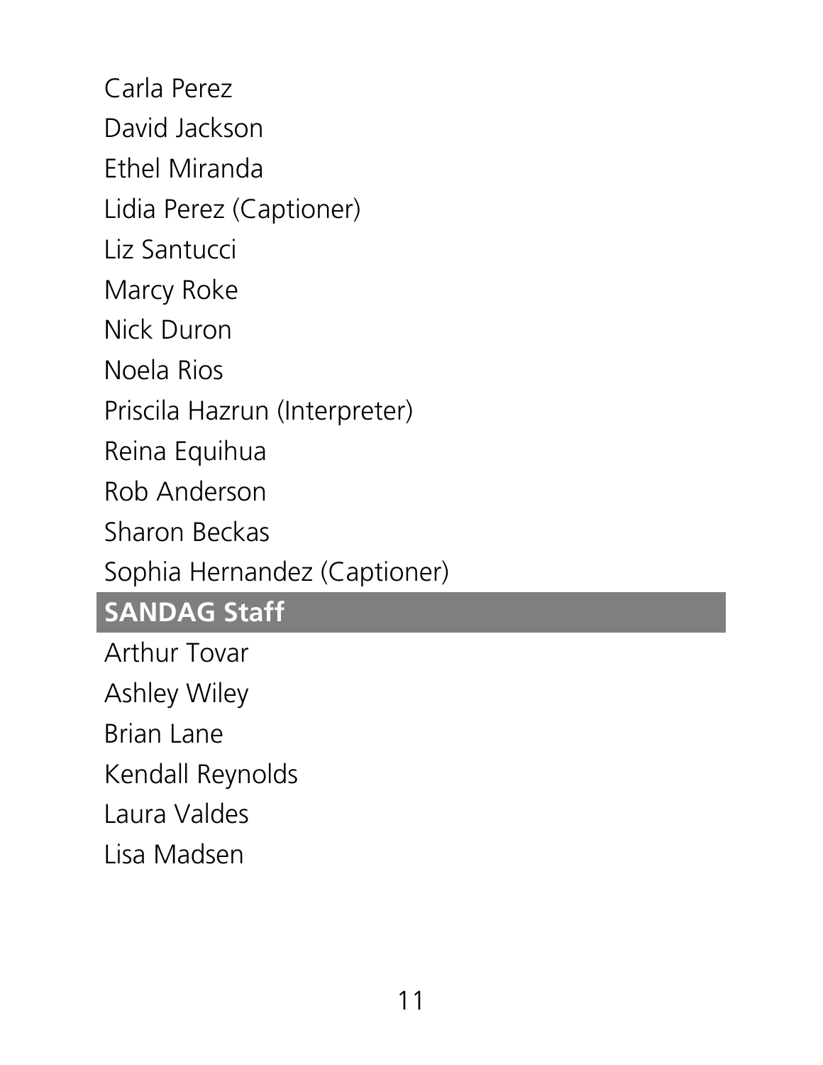Carla Perez

David Jackson

Ethel Miranda

Lidia Perez (Captioner)

Liz Santucci

Marcy Roke

Nick Duron

Noela Rios

Priscila Hazrun (Interpreter)

Reina Equihua

Rob Anderson

Sharon Beckas

Sophia Hernandez (Captioner)

## SANDAG Staff

Arthur Tovar

Ashley Wiley

Brian Lane

Kendall Reynolds

Laura Valdes

Lisa Madsen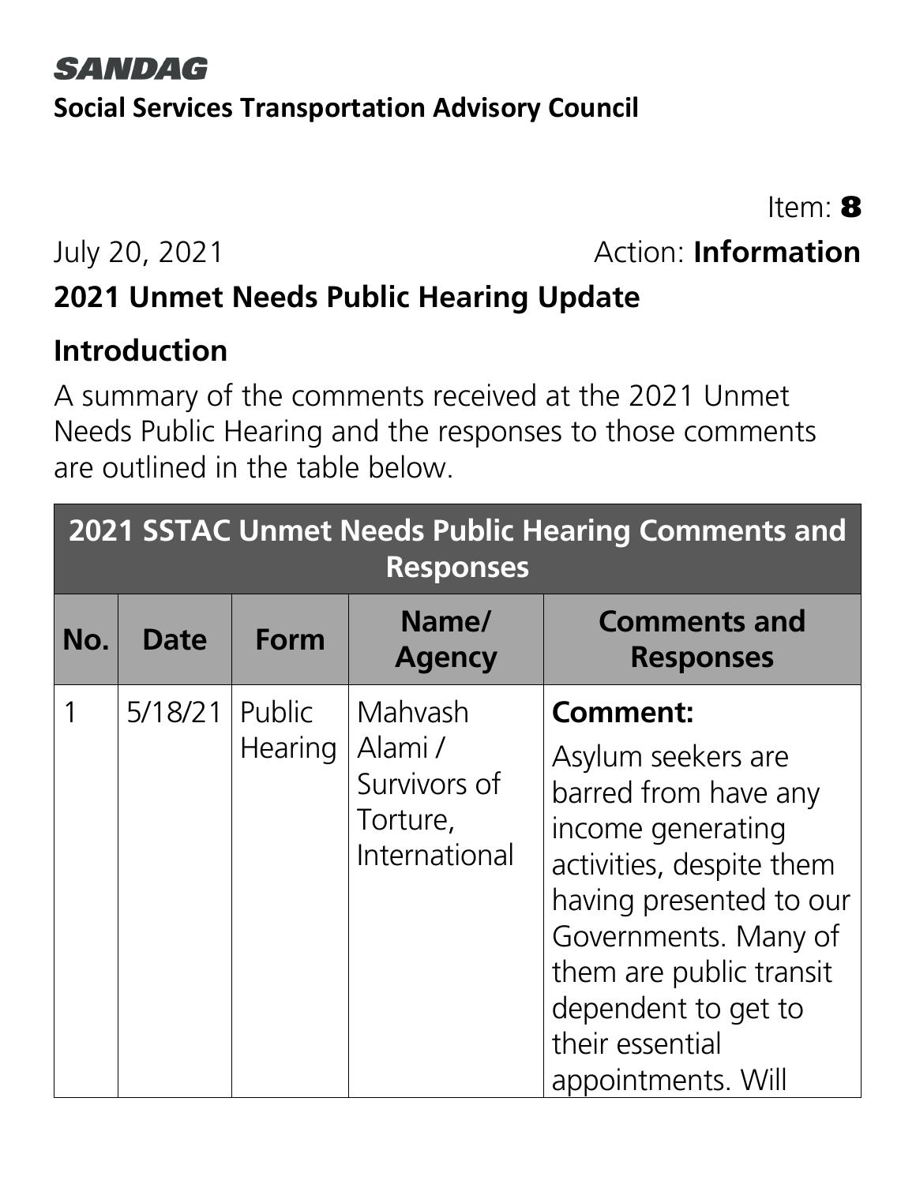**SANDAG**

**Social Services Transportation Advisory Council**

Item: **8**

July 20, 2021

Action: **Information**

## 2021 Unmet Needs Public Hearing Update

### Introduction

A summary of the comments received at the 2021 Unmet Needs Public Hearing and the responses to those comments are outlined in the table below.

| 2021 SSTAC Unmet Needs Public Hearing Comments and Responses | | | | |
|---|---|---|---|---|
| **No.** | **Date** | **Form** | **Name/ Agency** | **Comments and Responses** |
| 1 | 5/18/21 | Public Hearing | Mahvash Alami / Survivors of Torture, International | **Comment:** Asylum seekers are barred from have any income generating activities, despite them having presented to our Governments. Many of them are public transit dependent to get to their essential appointments. Will |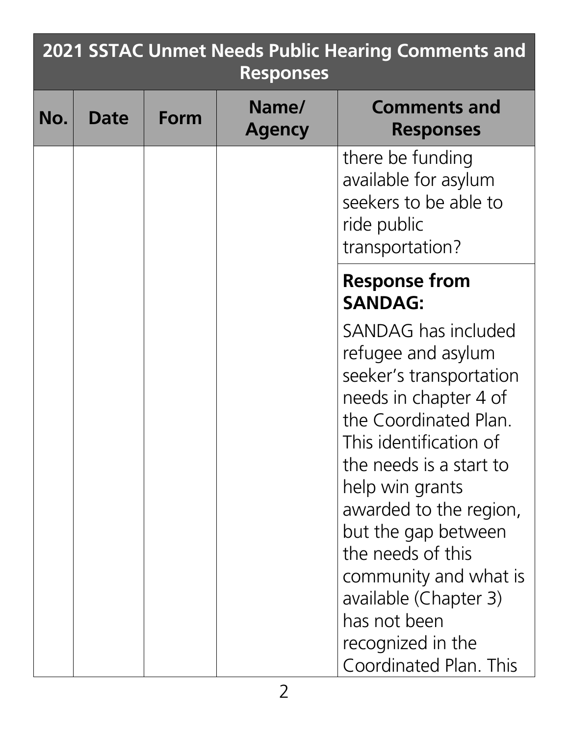## 2021 SSTAC Unmet Needs Public Hearing Comments and Responses

| No. | Date | Form | Name/ Agency | Comments and Responses |
|---|---|---|---|---|
| | | | | there be funding available for asylum seekers to be able to ride public transportation? |
| | | | | **Response from SANDAG:** SANDAG has included refugee and asylum seeker's transportation needs in chapter 4 of the Coordinated Plan. This identification of the needs is a start to help win grants awarded to the region, but the gap between the needs of this community and what is available (Chapter 3) has not been recognized in the Coordinated Plan. This |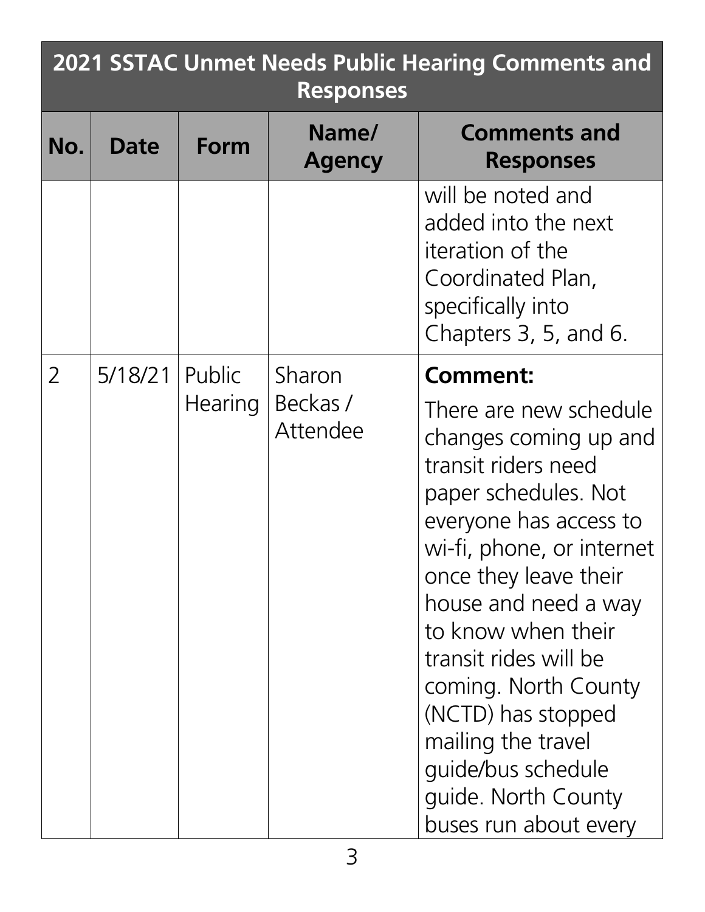| 2021 SSTAC Unmet Needs Public Hearing Comments and Responses | | | | |
|---|---|---|---|---|
| **No.** | **Date** | **Form** | **Name/ Agency** | **Comments and Responses** |
| | | | | will be noted and added into the next iteration of the Coordinated Plan, specifically into Chapters 3, 5, and 6. |
| 2 | 5/18/21 | Public Hearing | Sharon Beckas / Attendee | **Comment:** There are new schedule changes coming up and transit riders need paper schedules. Not everyone has access to wi-fi, phone, or internet once they leave their house and need a way to know when their transit rides will be coming. North County (NCTD) has stopped mailing the travel guide/bus schedule guide. North County buses run about every |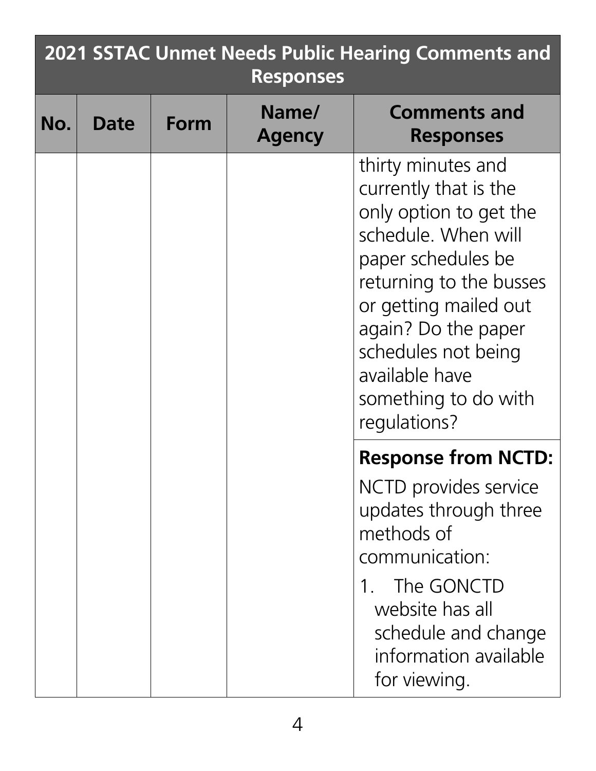| 2021 SSTAC Unmet Needs Public Hearing Comments and Responses | | | | |
|---|---|---|---|---|
| **No.** | **Date** | **Form** | **Name/ Agency** | **Comments and Responses** |
| | | | | thirty minutes and currently that is the only option to get the schedule. When will paper schedules be returning to the busses or getting mailed out again? Do the paper schedules not being available have something to do with regulations? |
| | | | | **Response from NCTD:** NCTD provides service updates through three methods of communication: 1. The GONCTD website has all schedule and change information available for viewing. |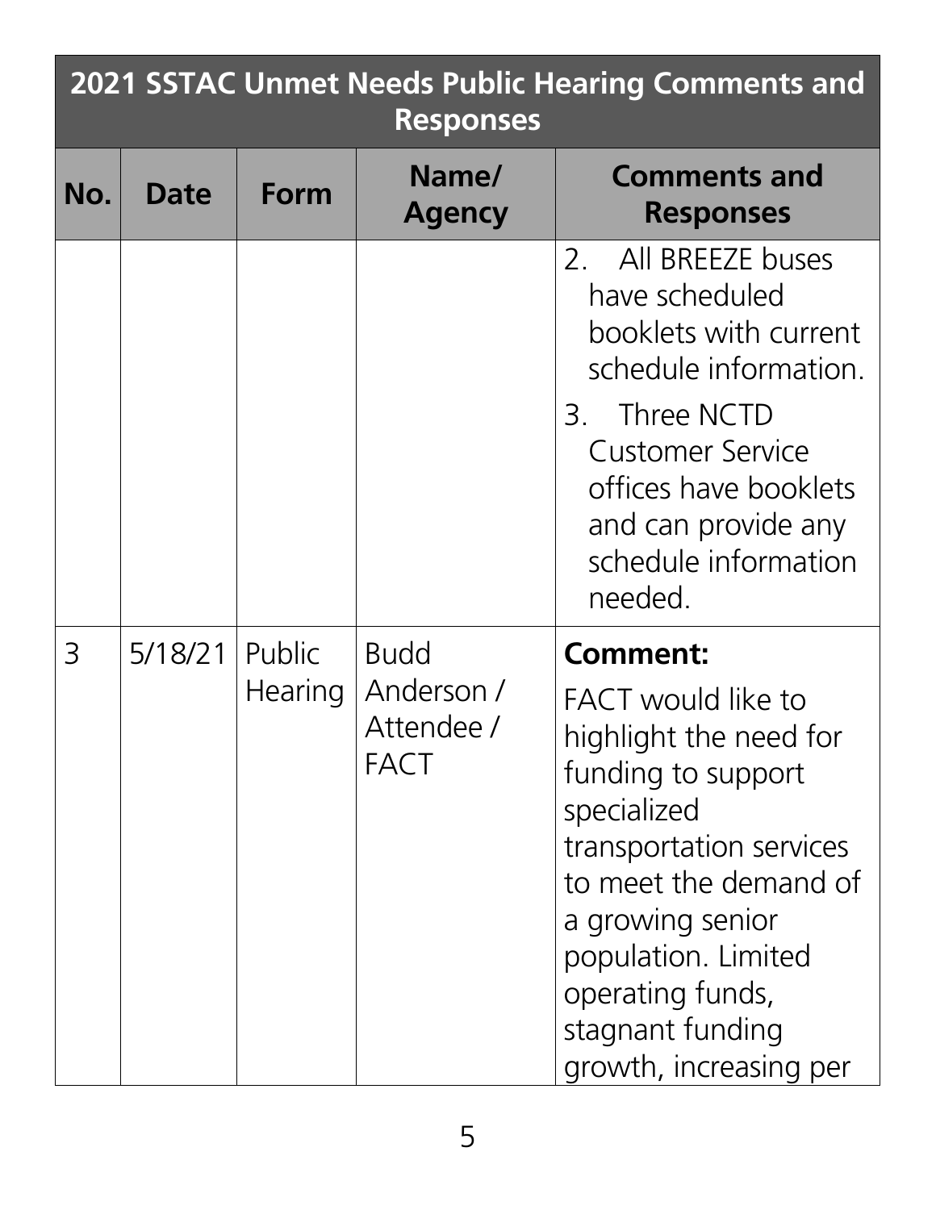| 2021 SSTAC Unmet Needs Public Hearing Comments and Responses | | | | |
|---|---|---|---|---|
| **No.** | **Date** | **Form** | **Name/ Agency** | **Comments and Responses** |
| | | | | 2. All BREEZE buses have scheduled booklets with current schedule information. 3. Three NCTD Customer Service offices have booklets and can provide any schedule information needed. |
| 3 | 5/18/21 | Public Hearing | Budd Anderson / Attendee / FACT | **Comment:** FACT would like to highlight the need for funding to support specialized transportation services to meet the demand of a growing senior population. Limited operating funds, stagnant funding growth, increasing per |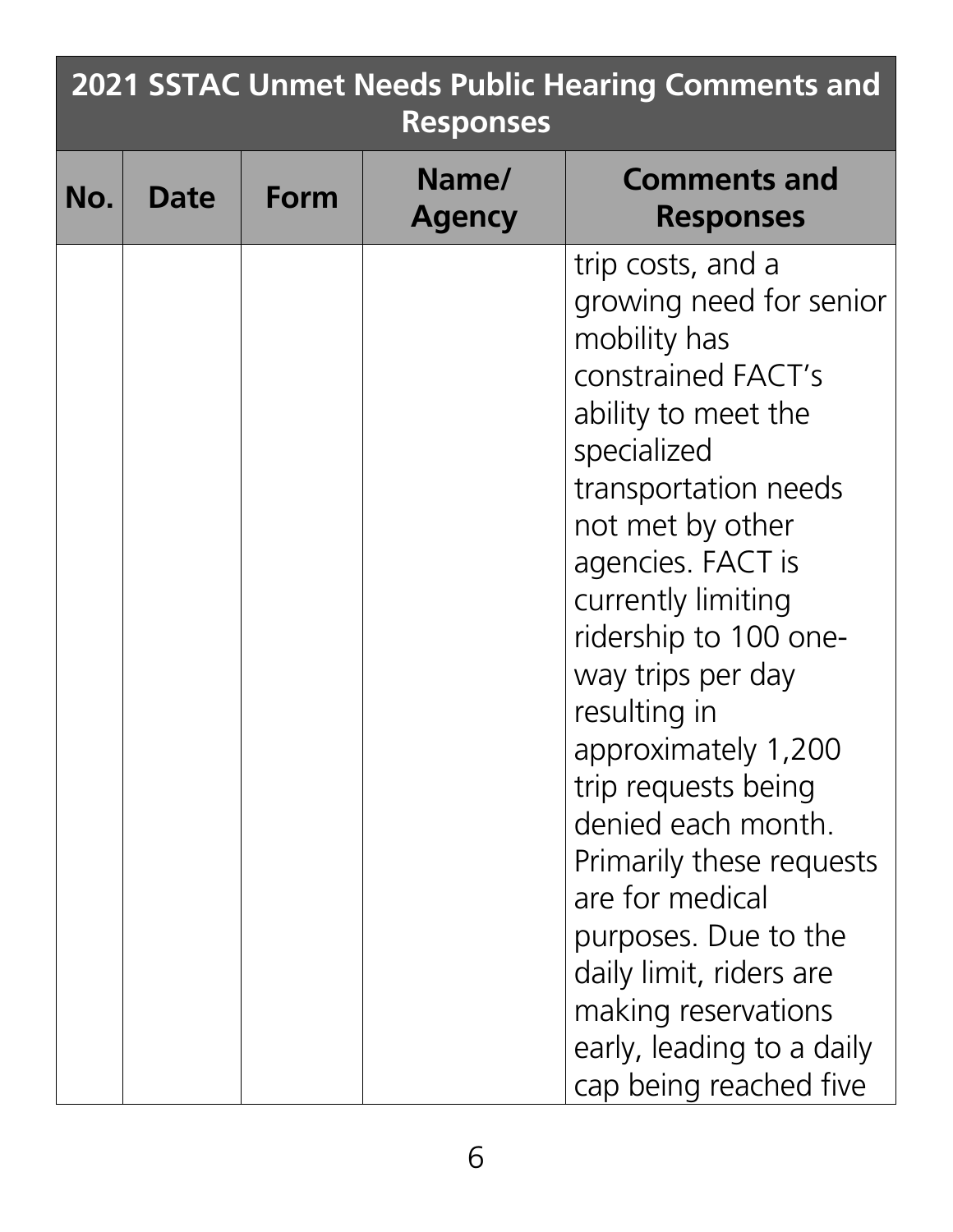| 2021 SSTAC Unmet Needs Public Hearing Comments and Responses | | | | |
|---|---|---|---|---|
| **No.** | **Date** | **Form** | **Name/ Agency** | **Comments and Responses** |
| | | | | trip costs, and a growing need for senior mobility has constrained FACT's ability to meet the specialized transportation needs not met by other agencies. FACT is currently limiting ridership to 100 one-way trips per day resulting in approximately 1,200 trip requests being denied each month. Primarily these requests are for medical purposes. Due to the daily limit, riders are making reservations early, leading to a daily cap being reached five |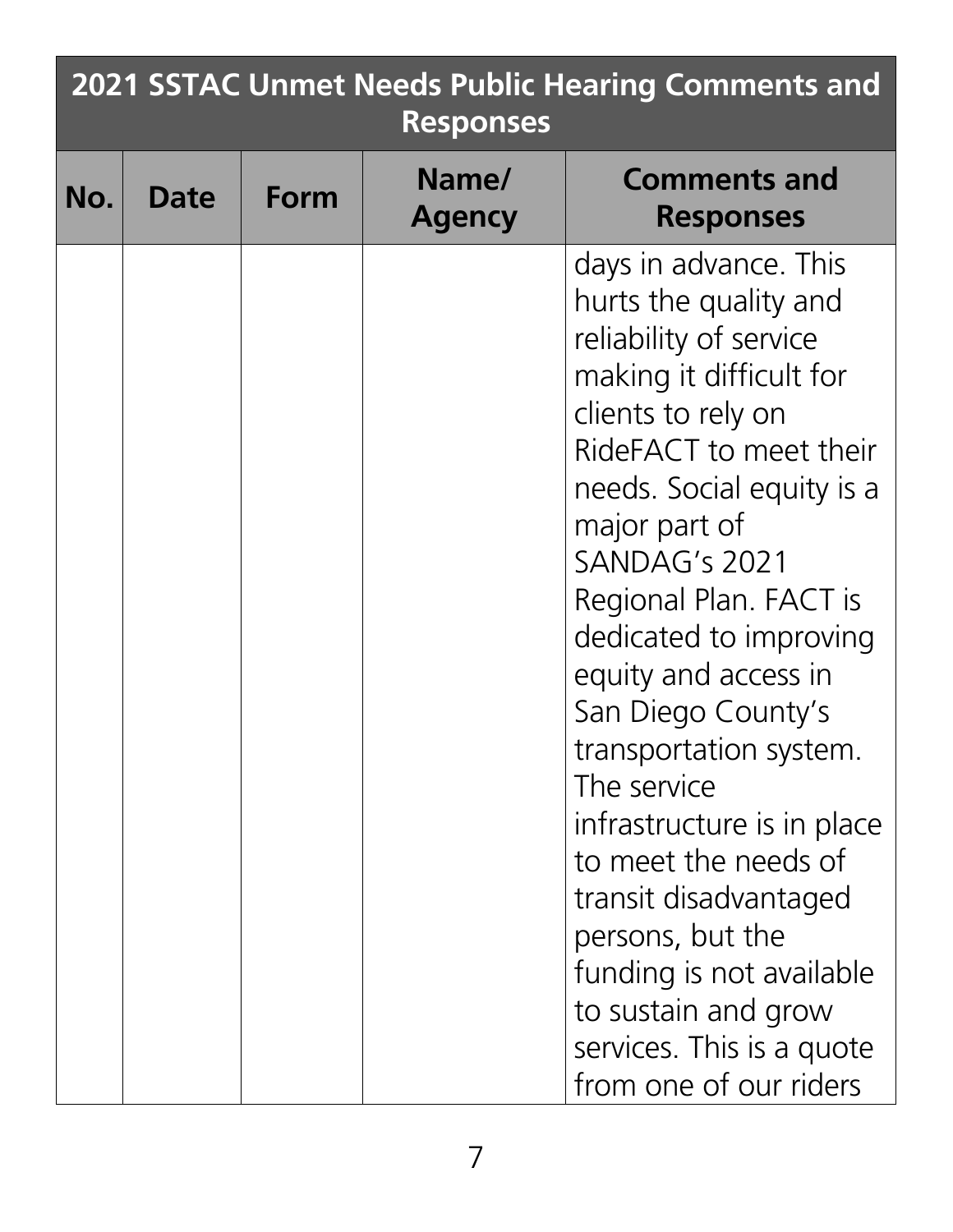## 2021 SSTAC Unmet Needs Public Hearing Comments and Responses

| No. | Date | Form | Name/ Agency | Comments and Responses |
| --- | --- | --- | --- | --- |
| | | | | days in advance. This hurts the quality and reliability of service making it difficult for clients to rely on RideFACT to meet their needs. Social equity is a major part of SANDAG's 2021 Regional Plan. FACT is dedicated to improving equity and access in San Diego County's transportation system. The service infrastructure is in place to meet the needs of transit disadvantaged persons, but the funding is not available to sustain and grow services. This is a quote from one of our riders |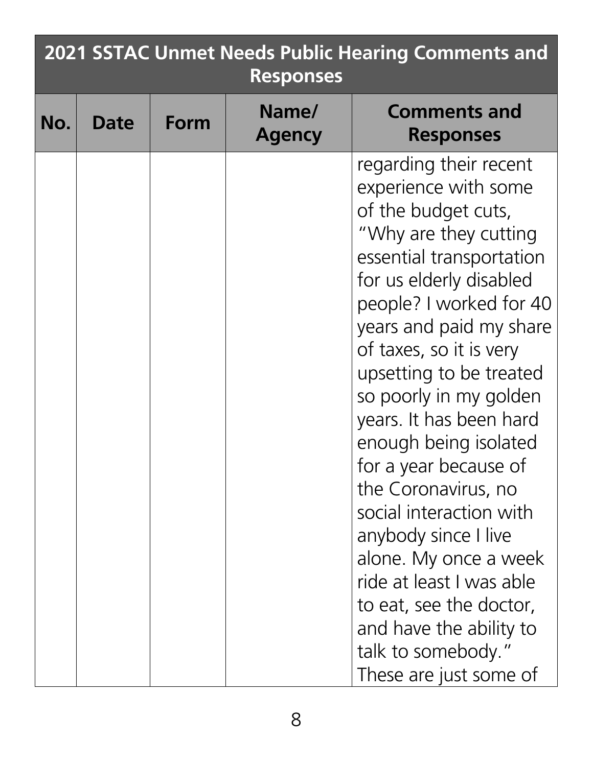| 2021 SSTAC Unmet Needs Public Hearing Comments and Responses | | | | |
|---|---|---|---|---|
| **No.** | **Date** | **Form** | **Name/ Agency** | **Comments and Responses** |
| | | | | regarding their recent experience with some of the budget cuts, "Why are they cutting essential transportation for us elderly disabled people? I worked for 40 years and paid my share of taxes, so it is very upsetting to be treated so poorly in my golden years. It has been hard enough being isolated for a year because of the Coronavirus, no social interaction with anybody since I live alone. My once a week ride at least I was able to eat, see the doctor, and have the ability to talk to somebody." These are just some of |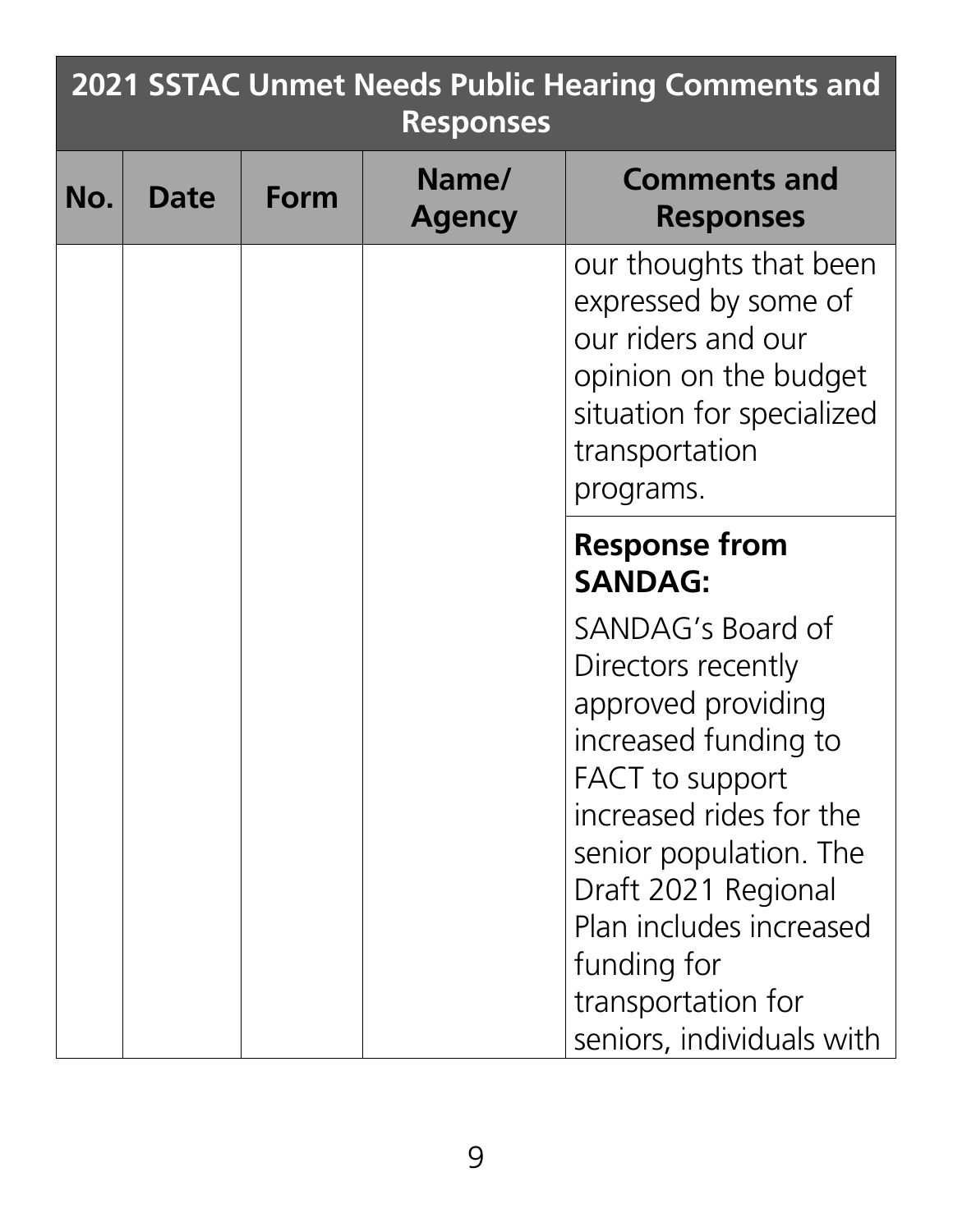## 2021 SSTAC Unmet Needs Public Hearing Comments and Responses

| No. | Date | Form | Name/ Agency | Comments and Responses |
|---|---|---|---|---|
| | | | | our thoughts that been expressed by some of our riders and our opinion on the budget situation for specialized transportation programs. |
| | | | | **Response from SANDAG:** SANDAG's Board of Directors recently approved providing increased funding to FACT to support increased rides for the senior population. The Draft 2021 Regional Plan includes increased funding for transportation for seniors, individuals with |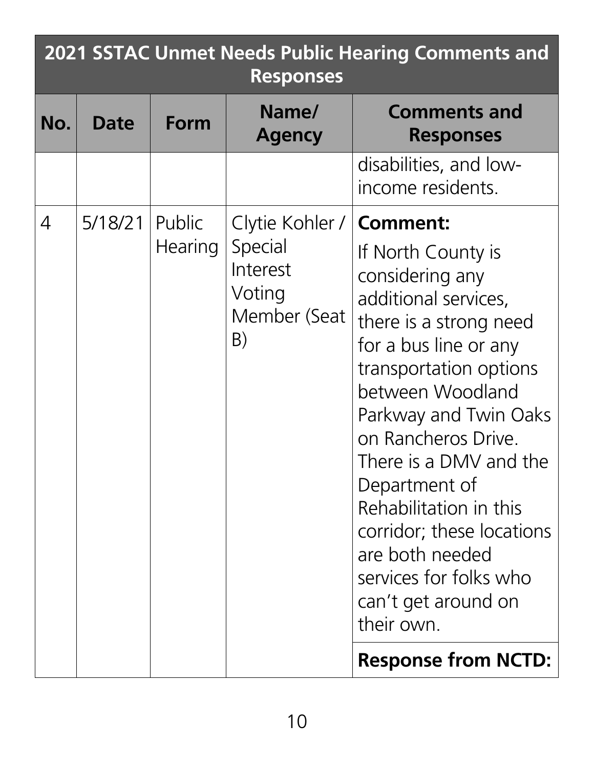| 2021 SSTAC Unmet Needs Public Hearing Comments and Responses | | | | |
|---|---|---|---|---|
| **No.** | **Date** | **Form** | **Name/ Agency** | **Comments and Responses** |
| | | | | disabilities, and low-income residents. |
| 4 | 5/18/21 | Public Hearing | Clytie Kohler / Special Interest Voting Member (Seat B) | **Comment:** If North County is considering any additional services, there is a strong need for a bus line or any transportation options between Woodland Parkway and Twin Oaks on Rancheros Drive. There is a DMV and the Department of Rehabilitation in this corridor; these locations are both needed services for folks who can't get around on their own. |
| | | | | **Response from NCTD:** |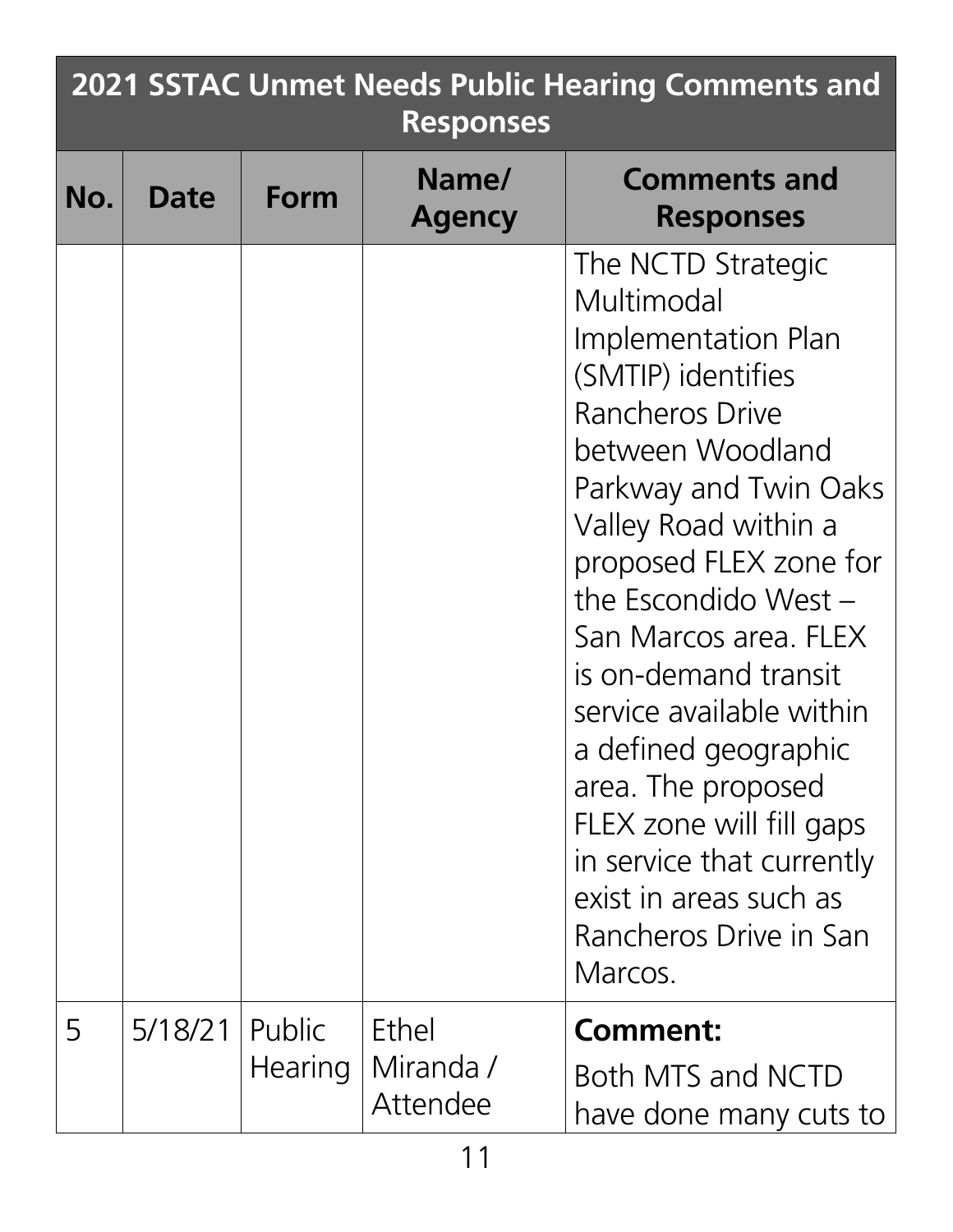| 2021 SSTAC Unmet Needs Public Hearing Comments and Responses | | | | |
|---|---|---|---|---|
| **No.** | **Date** | **Form** | **Name/ Agency** | **Comments and Responses** |
| | | | | The NCTD Strategic Multimodal Implementation Plan (SMTIP) identifies Rancheros Drive between Woodland Parkway and Twin Oaks Valley Road within a proposed FLEX zone for the Escondido West – San Marcos area. FLEX is on-demand transit service available within a defined geographic area. The proposed FLEX zone will fill gaps in service that currently exist in areas such as Rancheros Drive in San Marcos. |
| 5 | 5/18/21 | Public Hearing | Ethel Miranda / Attendee | **Comment:** Both MTS and NCTD have done many cuts to |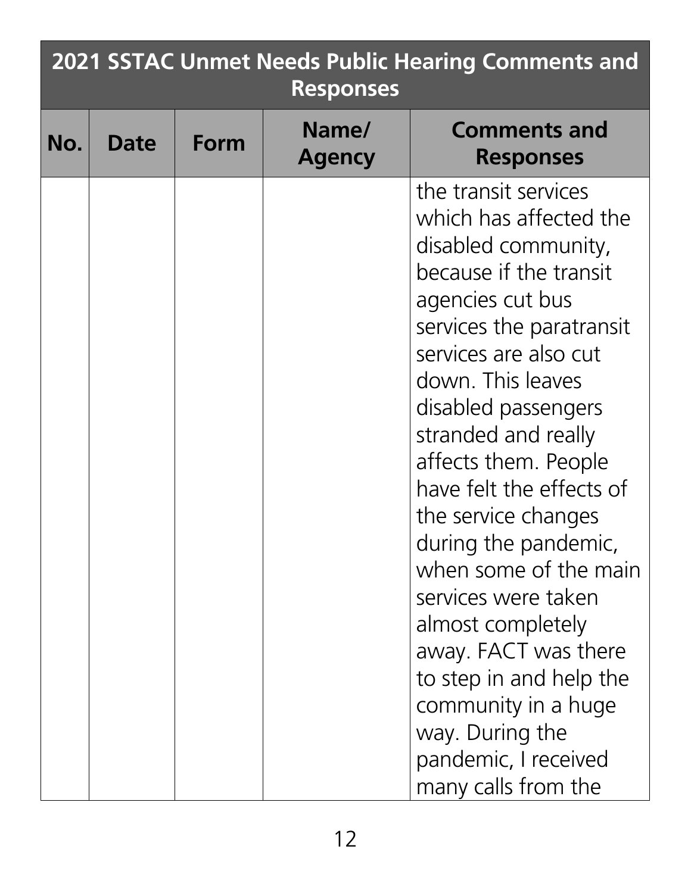| 2021 SSTAC Unmet Needs Public Hearing Comments and Responses | | | | |
|---|---|---|---|---|
| **No.** | **Date** | **Form** | **Name/ Agency** | **Comments and Responses** |
| | | | | the transit services which has affected the disabled community, because if the transit agencies cut bus services the paratransit services are also cut down. This leaves disabled passengers stranded and really affects them. People have felt the effects of the service changes during the pandemic, when some of the main services were taken almost completely away. FACT was there to step in and help the community in a huge way. During the pandemic, I received many calls from the |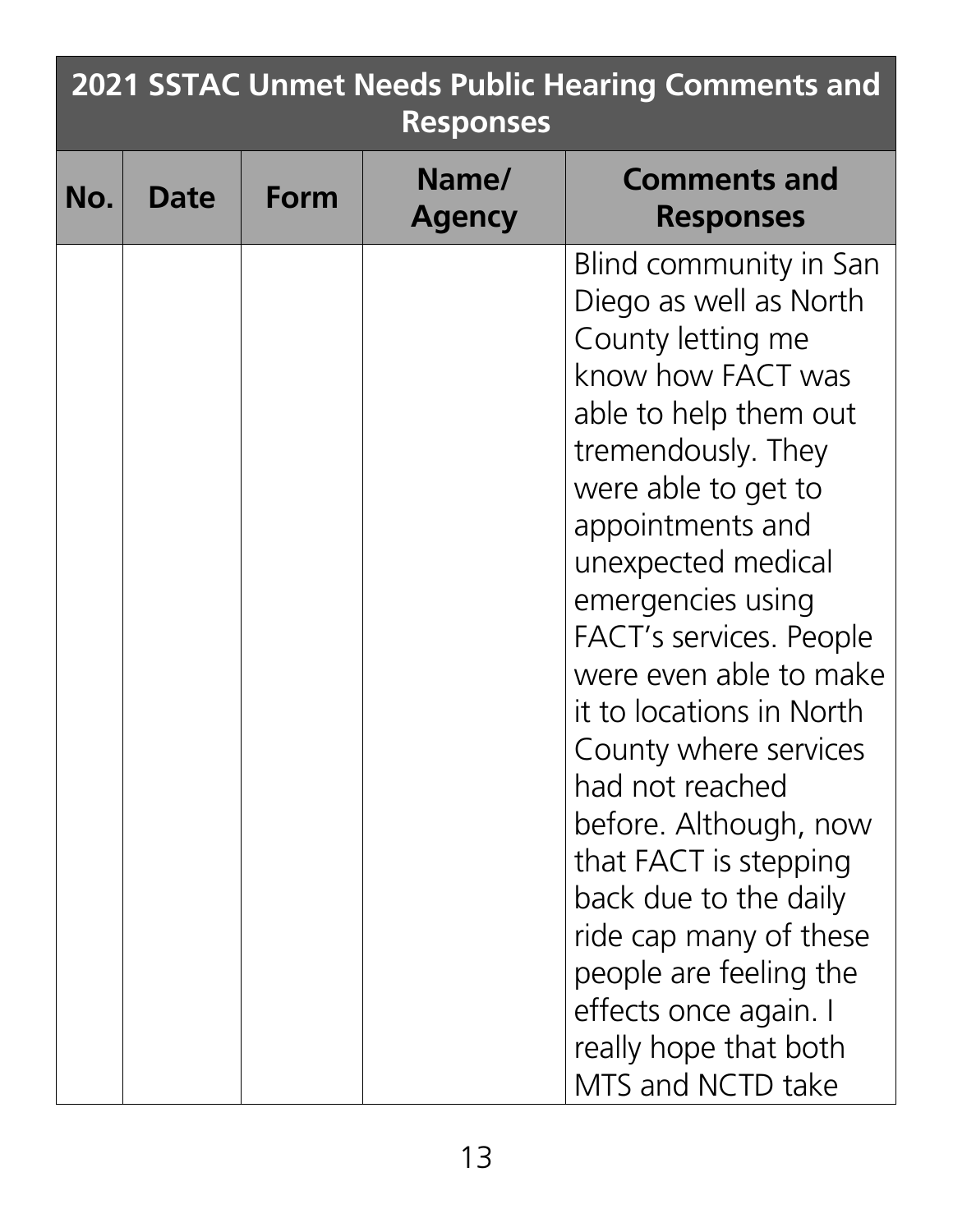| 2021 SSTAC Unmet Needs Public Hearing Comments and Responses | | | | |
|---|---|---|---|---|
| **No.** | **Date** | **Form** | **Name/ Agency** | **Comments and Responses** |
| | | | | Blind community in San Diego as well as North County letting me know how FACT was able to help them out tremendously. They were able to get to appointments and unexpected medical emergencies using FACT's services. People were even able to make it to locations in North County where services had not reached before. Although, now that FACT is stepping back due to the daily ride cap many of these people are feeling the effects once again. I really hope that both MTS and NCTD take |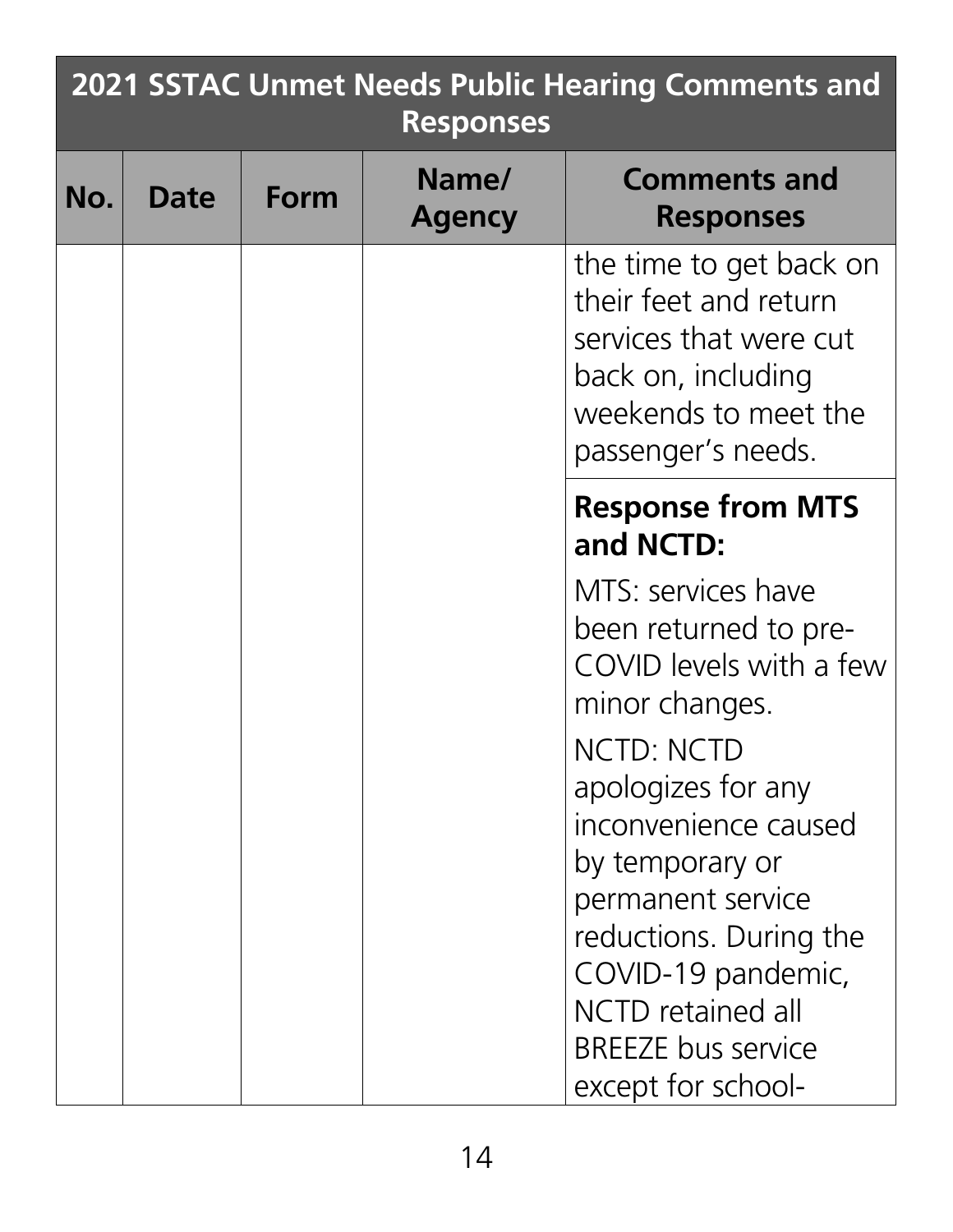| 2021 SSTAC Unmet Needs Public Hearing Comments and Responses | | | | |
|---|---|---|---|---|
| **No.** | **Date** | **Form** | **Name/ Agency** | **Comments and Responses** |
| | | | | the time to get back on their feet and return services that were cut back on, including weekends to meet the passenger's needs. |
| | | | | **Response from MTS and NCTD:** MTS: services have been returned to pre-COVID levels with a few minor changes. NCTD: NCTD apologizes for any inconvenience caused by temporary or permanent service reductions. During the COVID-19 pandemic, NCTD retained all BREEZE bus service except for school- |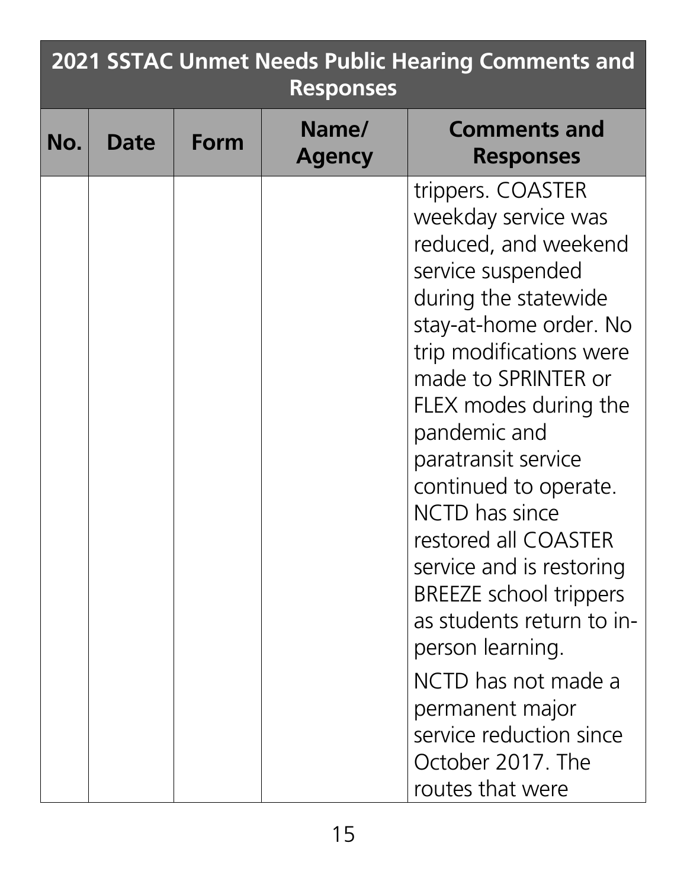| 2021 SSTAC Unmet Needs Public Hearing Comments and Responses | | | | |
|---|---|---|---|---|
| **No.** | **Date** | **Form** | **Name/ Agency** | **Comments and Responses** |
| | | | | trippers. COASTER weekday service was reduced, and weekend service suspended during the statewide stay-at-home order. No trip modifications were made to SPRINTER or FLEX modes during the pandemic and paratransit service continued to operate. NCTD has since restored all COASTER service and is restoring BREEZE school trippers as students return to in-person learning.<br><br>NCTD has not made a permanent major service reduction since October 2017. The routes that were |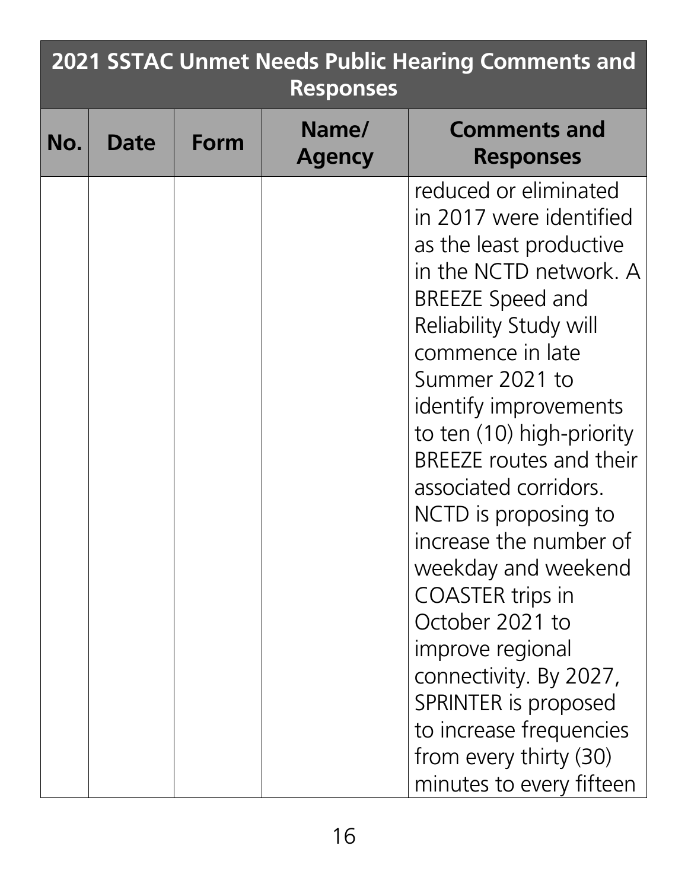| 2021 SSTAC Unmet Needs Public Hearing Comments and Responses | | | | |
|---|---|---|---|---|
| **No.** | **Date** | **Form** | **Name/ Agency** | **Comments and Responses** |
| | | | | reduced or eliminated in 2017 were identified as the least productive in the NCTD network. A BREEZE Speed and Reliability Study will commence in late Summer 2021 to identify improvements to ten (10) high-priority BREEZE routes and their associated corridors. NCTD is proposing to increase the number of weekday and weekend COASTER trips in October 2021 to improve regional connectivity. By 2027, SPRINTER is proposed to increase frequencies from every thirty (30) minutes to every fifteen |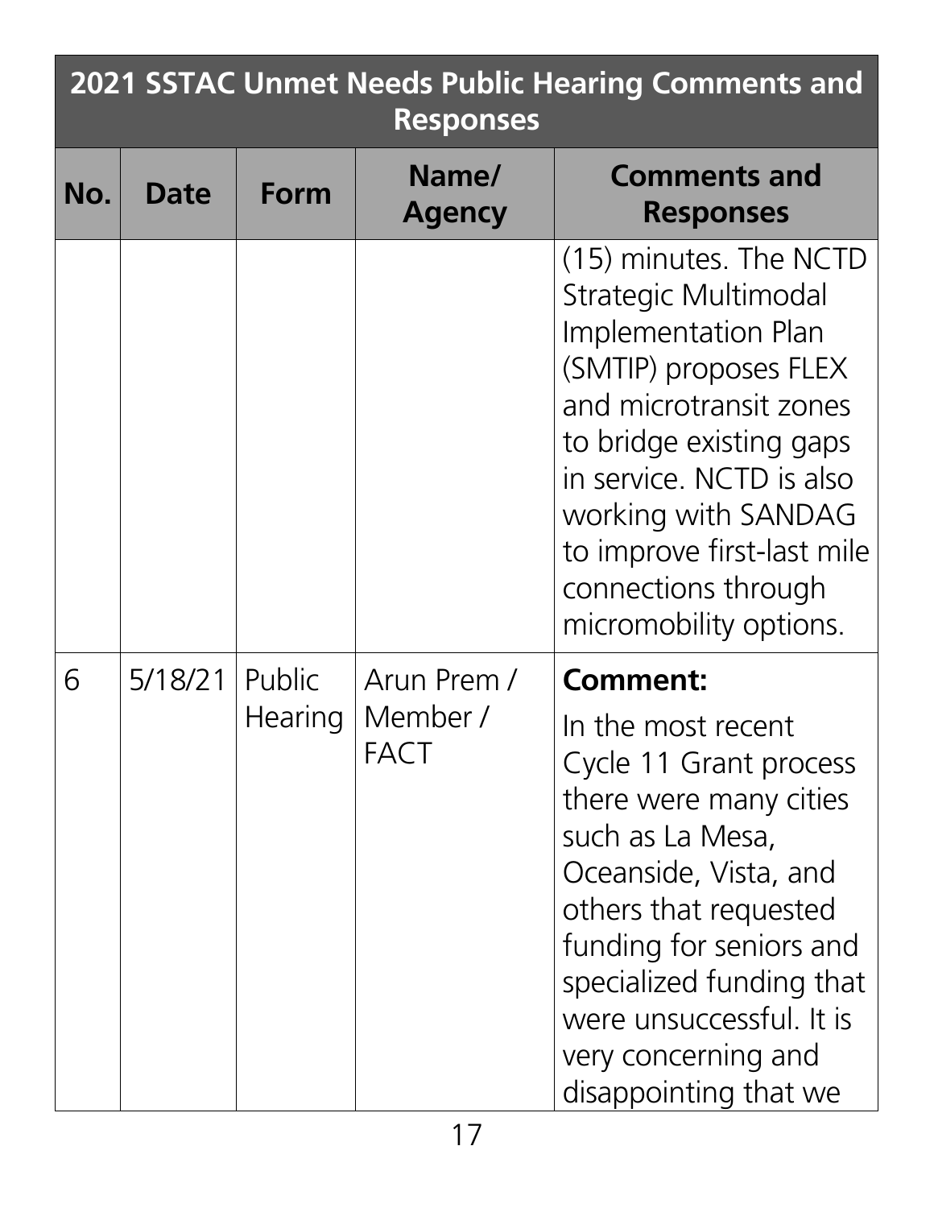| 2021 SSTAC Unmet Needs Public Hearing Comments and Responses | | | | |
|---|---|---|---|---|
| **No.** | **Date** | **Form** | **Name/ Agency** | **Comments and Responses** |
| | | | | (15) minutes. The NCTD Strategic Multimodal Implementation Plan (SMTIP) proposes FLEX and microtransit zones to bridge existing gaps in service. NCTD is also working with SANDAG to improve first-last mile connections through micromobility options. |
| 6 | 5/18/21 | Public Hearing | Arun Prem / Member / FACT | **Comment:** In the most recent Cycle 11 Grant process there were many cities such as La Mesa, Oceanside, Vista, and others that requested funding for seniors and specialized funding that were unsuccessful. It is very concerning and disappointing that we |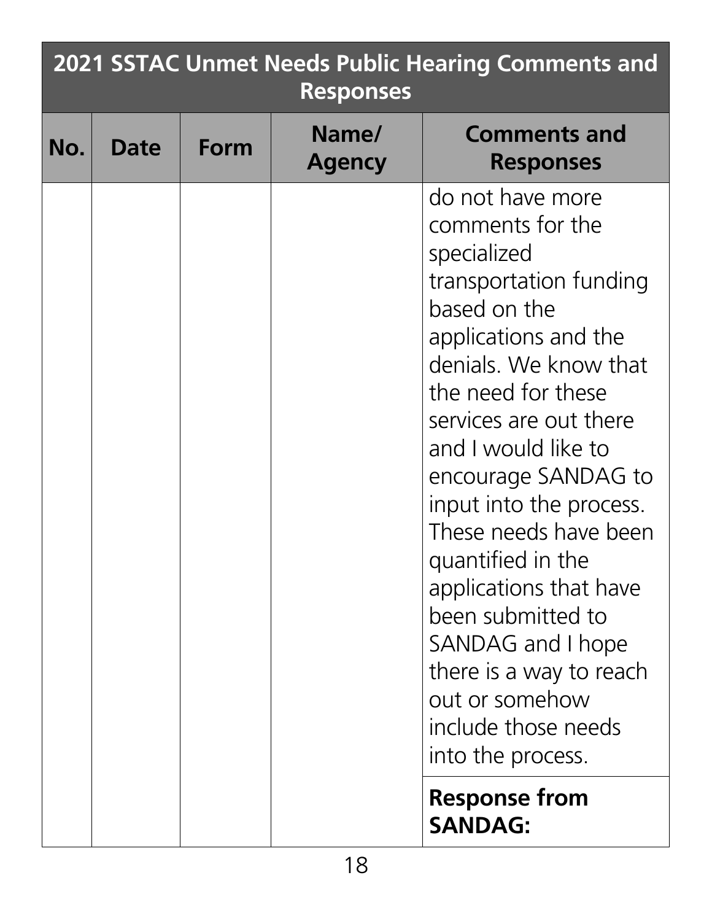## 2021 SSTAC Unmet Needs Public Hearing Comments and Responses

| No. | Date | Form | Name/ Agency | Comments and Responses |
|---|---|---|---|---|
| | | | | do not have more comments for the specialized transportation funding based on the applications and the denials. We know that the need for these services are out there and I would like to encourage SANDAG to input into the process. These needs have been quantified in the applications that have been submitted to SANDAG and I hope there is a way to reach out or somehow include those needs into the process. |
| | | | | **Response from SANDAG:** |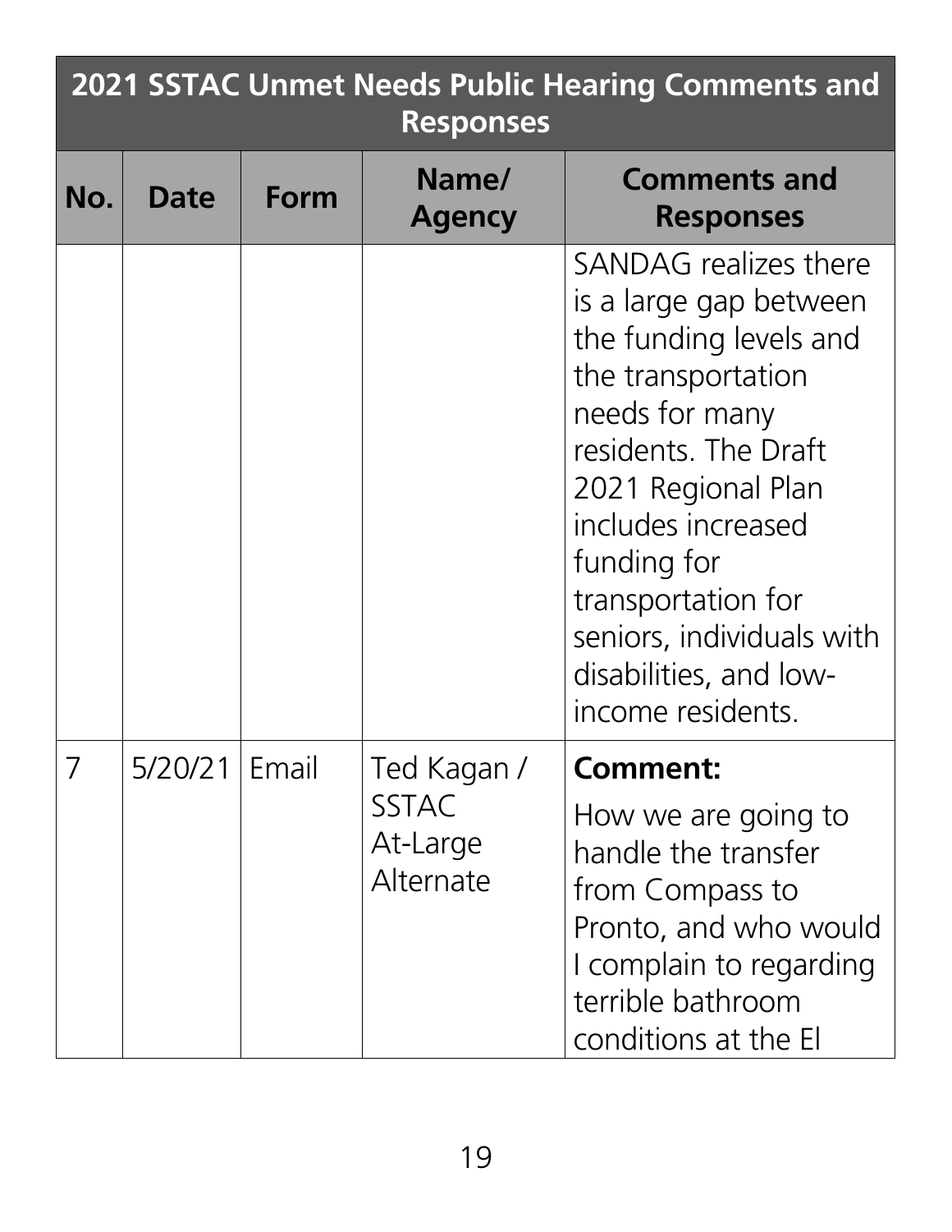| 2021 SSTAC Unmet Needs Public Hearing Comments and Responses | | | | |
|---|---|---|---|---|
| **No.** | **Date** | **Form** | **Name/ Agency** | **Comments and Responses** |
| | | | | SANDAG realizes there is a large gap between the funding levels and the transportation needs for many residents. The Draft 2021 Regional Plan includes increased funding for transportation for seniors, individuals with disabilities, and low-income residents. |
| 7 | 5/20/21 | Email | Ted Kagan / SSTAC At-Large Alternate | **Comment:** How we are going to handle the transfer from Compass to Pronto, and who would I complain to regarding terrible bathroom conditions at the El |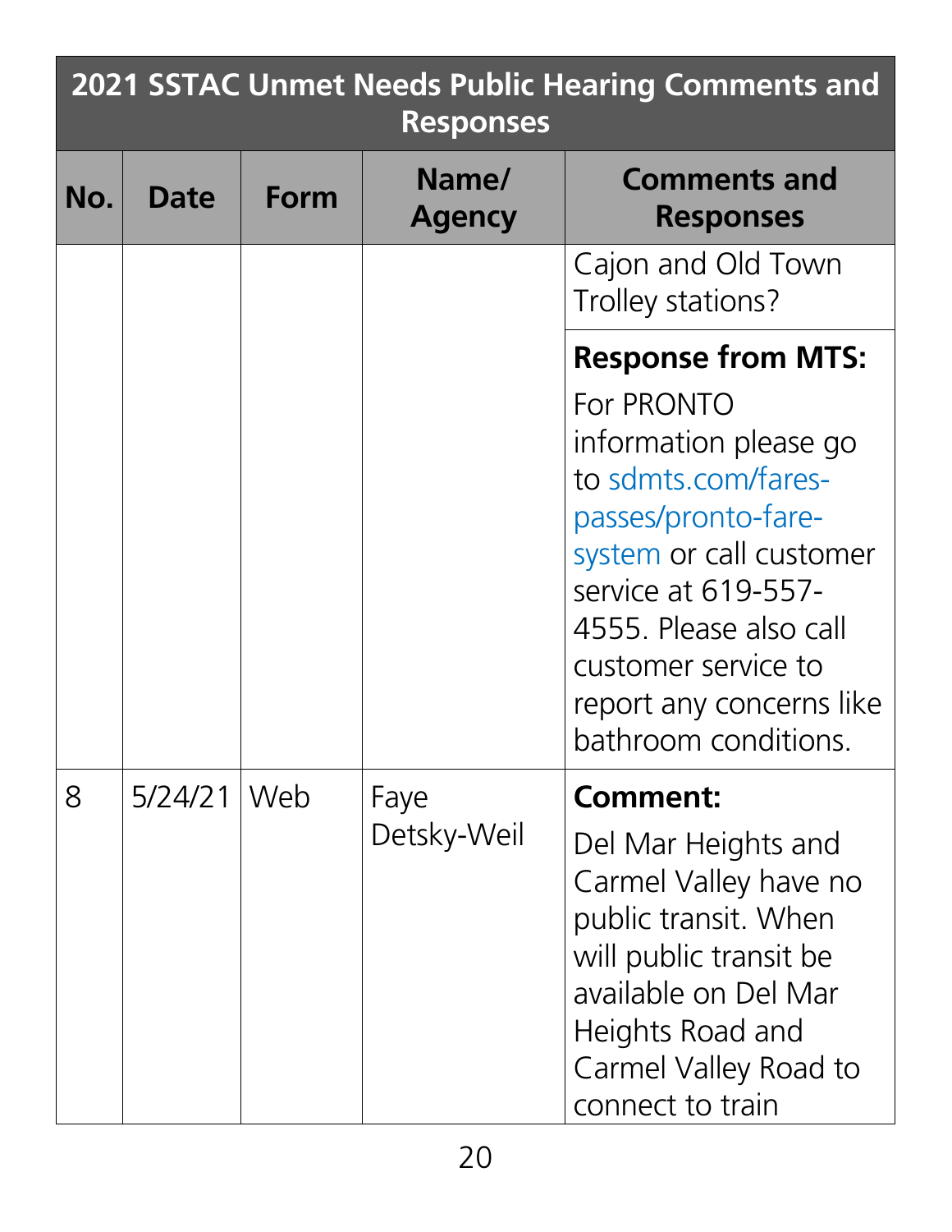| 2021 SSTAC Unmet Needs Public Hearing Comments and Responses | | | | |
|---|---|---|---|---|
| **No.** | **Date** | **Form** | **Name/ Agency** | **Comments and Responses** |
| | | | | Cajon and Old Town Trolley stations? |
| | | | | **Response from MTS:** For PRONTO information please go to sdmts.com/fares-passes/pronto-fare-system or call customer service at 619-557-4555. Please also call customer service to report any concerns like bathroom conditions. |
| 8 | 5/24/21 | Web | Faye Detsky-Weil | **Comment:** Del Mar Heights and Carmel Valley have no public transit. When will public transit be available on Del Mar Heights Road and Carmel Valley Road to connect to train |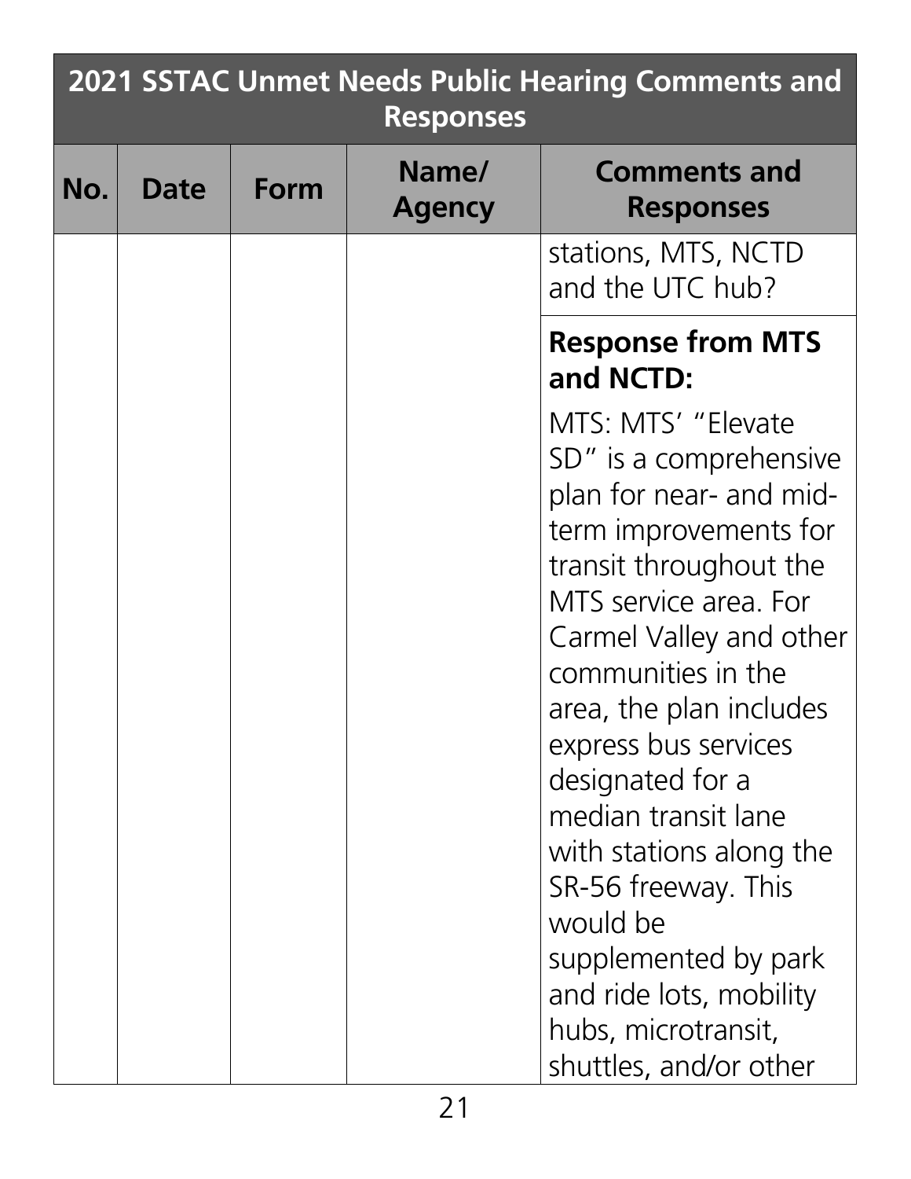| 2021 SSTAC Unmet Needs Public Hearing Comments and Responses | | | | |
|---|---|---|---|---|
| **No.** | **Date** | **Form** | **Name/ Agency** | **Comments and Responses** |
| | | | | stations, MTS, NCTD and the UTC hub? |
| | | | | **Response from MTS and NCTD:** MTS: MTS' "Elevate SD" is a comprehensive plan for near- and mid-term improvements for transit throughout the MTS service area. For Carmel Valley and other communities in the area, the plan includes express bus services designated for a median transit lane with stations along the SR-56 freeway. This would be supplemented by park and ride lots, mobility hubs, microtransit, shuttles, and/or other |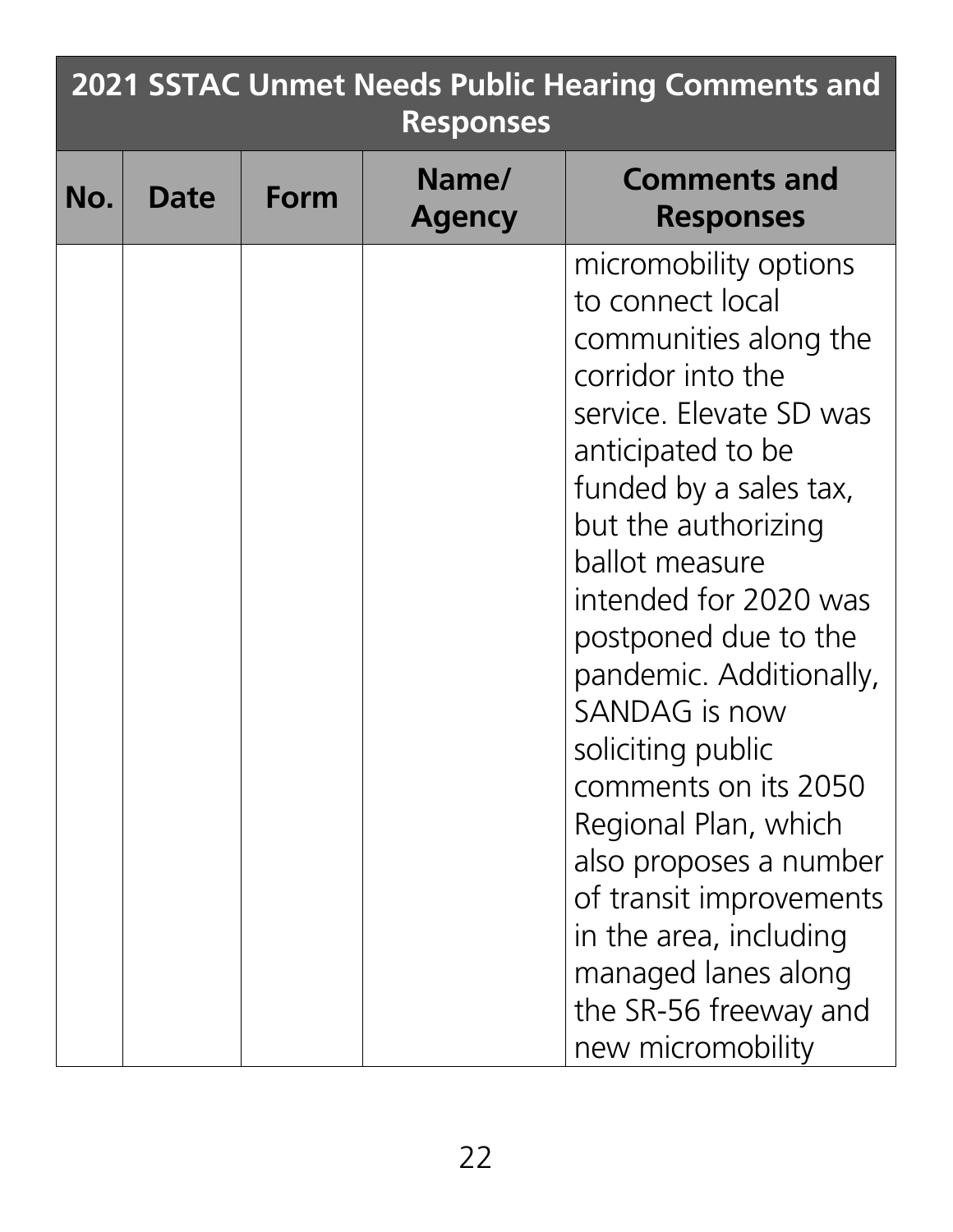| 2021 SSTAC Unmet Needs Public Hearing Comments and Responses | | | | |
|---|---|---|---|---|
| **No.** | **Date** | **Form** | **Name/ Agency** | **Comments and Responses** |
| | | | | micromobility options to connect local communities along the corridor into the service. Elevate SD was anticipated to be funded by a sales tax, but the authorizing ballot measure intended for 2020 was postponed due to the pandemic. Additionally, SANDAG is now soliciting public comments on its 2050 Regional Plan, which also proposes a number of transit improvements in the area, including managed lanes along the SR-56 freeway and new micromobility |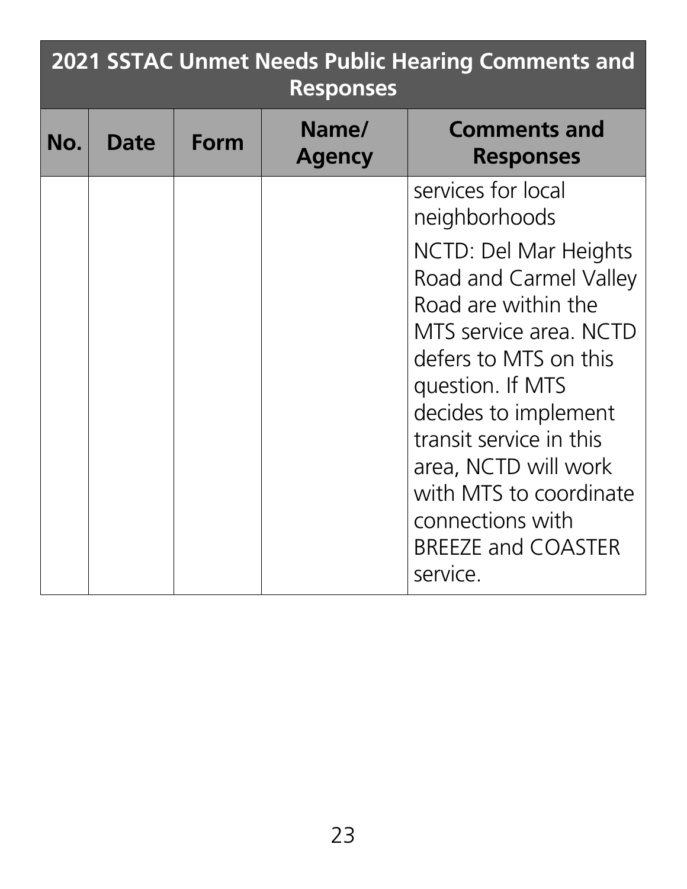## 2021 SSTAC Unmet Needs Public Hearing Comments and Responses

| No. | Date | Form | Name/ Agency | Comments and Responses |
|---|---|---|---|---|
| | | | | services for local neighborhoods<br><br>NCTD: Del Mar Heights Road and Carmel Valley Road are within the MTS service area. NCTD defers to MTS on this question. If MTS decides to implement transit service in this area, NCTD will work with MTS to coordinate connections with BREEZE and COASTER service. |